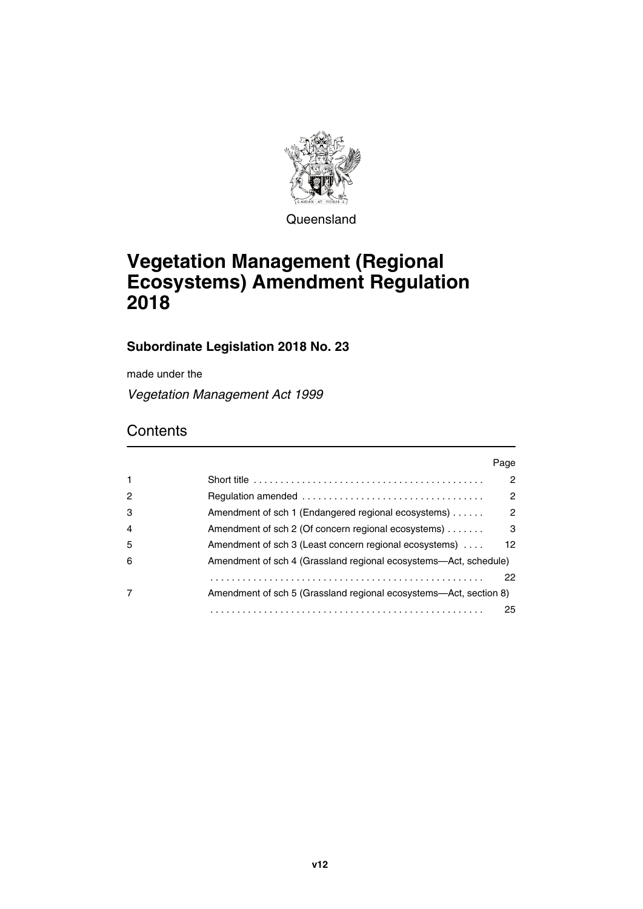Queensland

# Vegetation Management (Regional Ecosystems) Amendment Regulation 2018

**Subordinate Legislation 2018 No. 23**

made under the

*Vegetation Management Act 1999*

## Contents

| | | Page |
|---|---|---|
| 1 | Short title | 2 |
| 2 | Regulation amended | 2 |
| 3 | Amendment of sch 1 (Endangered regional ecosystems) | 2 |
| 4 | Amendment of sch 2 (Of concern regional ecosystems) | 3 |
| 5 | Amendment of sch 3 (Least concern regional ecosystems) | 12 |
| 6 | Amendment of sch 4 (Grassland regional ecosystems—Act, schedule) | 22 |
| 7 | Amendment of sch 5 (Grassland regional ecosystems—Act, section 8) | 25 |

v12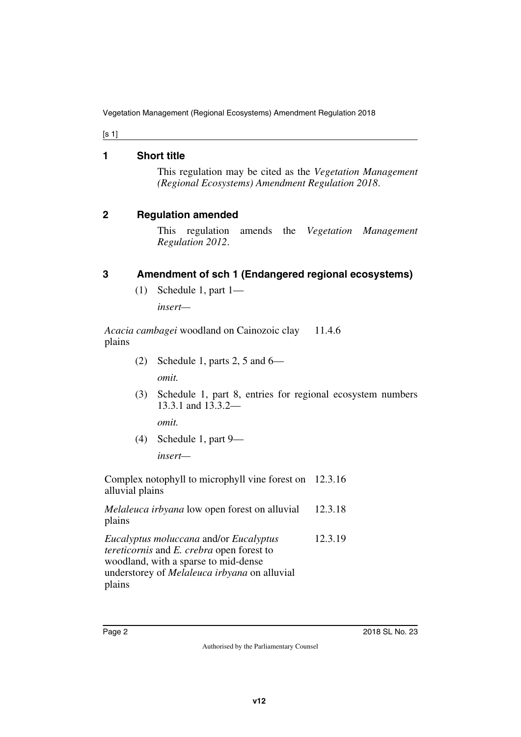## 1 Short title

This regulation may be cited as the *Vegetation Management (Regional Ecosystems) Amendment Regulation 2018*.

## 2 Regulation amended

This regulation amends the *Vegetation Management Regulation 2012*.

## 3 Amendment of sch 1 (Endangered regional ecosystems)

(1) Schedule 1, part 1—

*insert—*

| | |
|---|---|
| *Acacia cambagei* woodland on Cainozoic clay plains | 11.4.6 |

(2) Schedule 1, parts 2, 5 and 6—

*omit.*

(3) Schedule 1, part 8, entries for regional ecosystem numbers 13.3.1 and 13.3.2—

*omit.*

(4) Schedule 1, part 9—

*insert—*

| | |
|---|---|
| Complex notophyll to microphyll vine forest on alluvial plains | 12.3.16 |
| *Melaleuca irbyana* low open forest on alluvial plains | 12.3.18 |
| *Eucalyptus moluccana* and/or *Eucalyptus tereticornis* and *E. crebra* open forest to woodland, with a sparse to mid-dense understorey of *Melaleuca irbyana* on alluvial plains | 12.3.19 |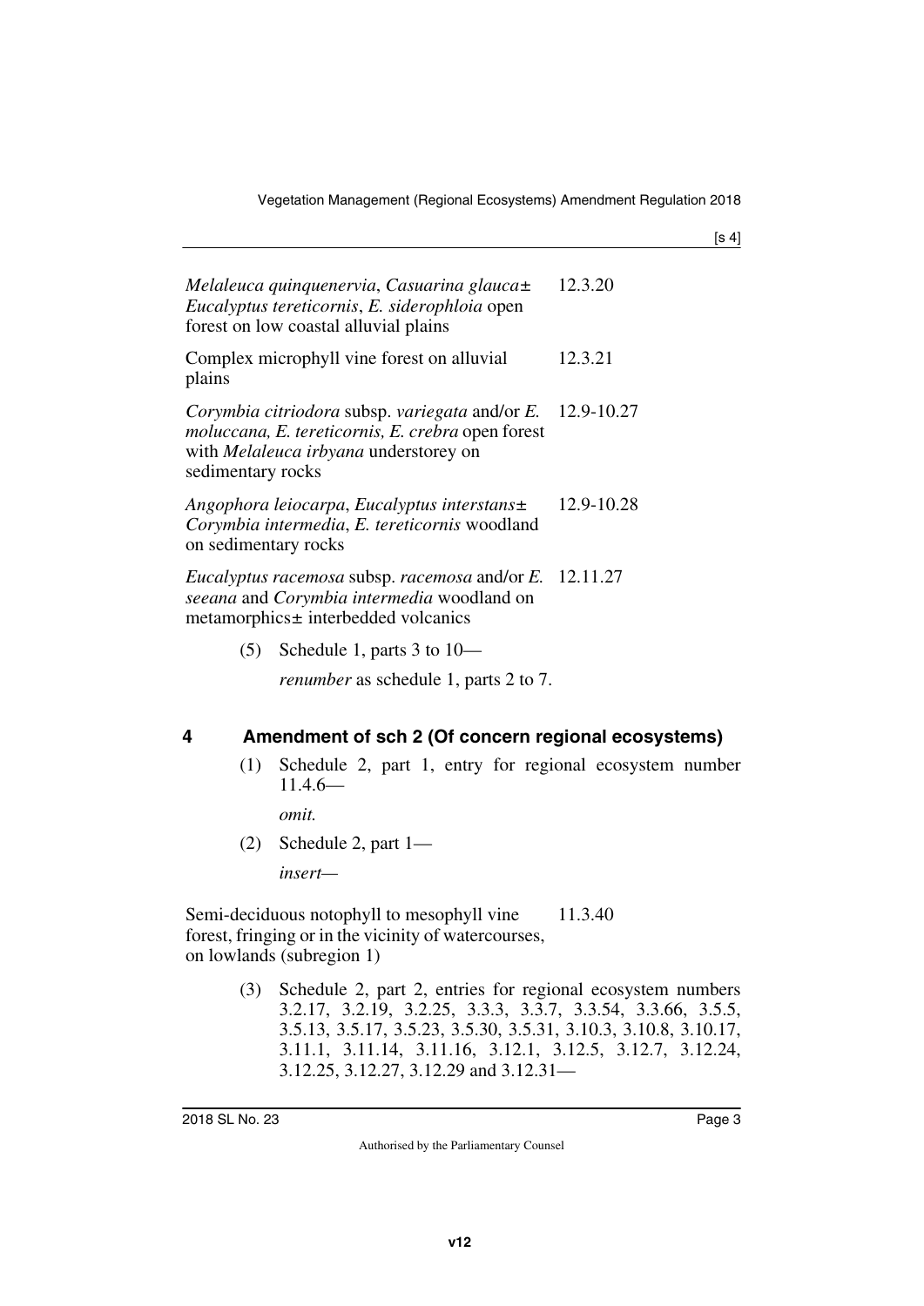| | |
|---|---|
| *Melaleuca quinquenervia*, *Casuarina glauca*± *Eucalyptus tereticornis*, *E. siderophloia* open forest on low coastal alluvial plains | 12.3.20 |
| Complex microphyll vine forest on alluvial plains | 12.3.21 |
| *Corymbia citriodora* subsp. *variegata* and/or *E. moluccana, E. tereticornis, E. crebra* open forest with *Melaleuca irbyana* understorey on sedimentary rocks | 12.9-10.27 |
| *Angophora leiocarpa*, *Eucalyptus interstans*± *Corymbia intermedia*, *E. tereticornis* woodland on sedimentary rocks | 12.9-10.28 |
| *Eucalyptus racemosa* subsp. *racemosa* and/or *E. seeana* and *Corymbia intermedia* woodland on metamorphics± interbedded volcanics | 12.11.27 |

(5) Schedule 1, parts 3 to 10—

*renumber* as schedule 1, parts 2 to 7.

## 4 Amendment of sch 2 (Of concern regional ecosystems)

(1) Schedule 2, part 1, entry for regional ecosystem number 11.4.6—

*omit.*

(2) Schedule 2, part 1—

*insert*—

| | |
|---|---|
| Semi-deciduous notophyll to mesophyll vine forest, fringing or in the vicinity of watercourses, on lowlands (subregion 1) | 11.3.40 |

(3) Schedule 2, part 2, entries for regional ecosystem numbers 3.2.17, 3.2.19, 3.2.25, 3.3.3, 3.3.7, 3.3.54, 3.3.66, 3.5.5, 3.5.13, 3.5.17, 3.5.23, 3.5.30, 3.5.31, 3.10.3, 3.10.8, 3.10.17, 3.11.1, 3.11.14, 3.11.16, 3.12.1, 3.12.5, 3.12.7, 3.12.24, 3.12.25, 3.12.27, 3.12.29 and 3.12.31—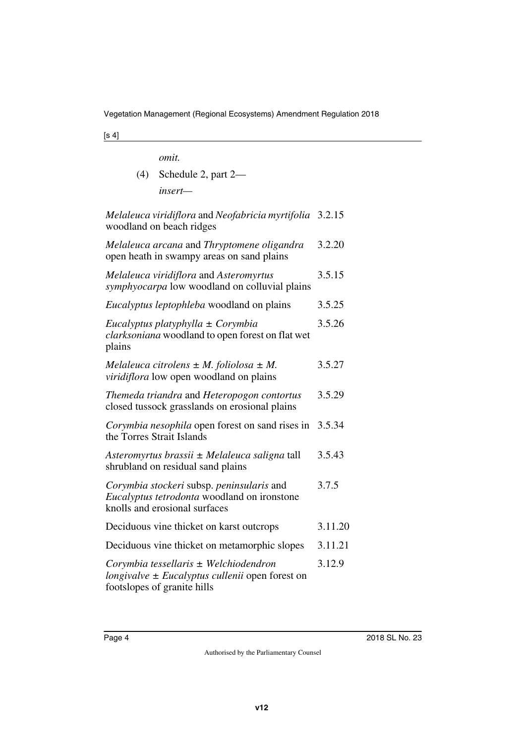*omit.*

(4) Schedule 2, part 2—

*insert—*

| | |
|---|---|
| *Melaleuca viridiflora* and *Neofabricia myrtifolia* woodland on beach ridges | 3.2.15 |
| *Melaleuca arcana* and *Thryptomene oligandra* open heath in swampy areas on sand plains | 3.2.20 |
| *Melaleuca viridiflora* and *Asteromyrtus symphyocarpa* low woodland on colluvial plains | 3.5.15 |
| *Eucalyptus leptophleba* woodland on plains | 3.5.25 |
| *Eucalyptus platyphylla* ± *Corymbia clarksoniana* woodland to open forest on flat wet plains | 3.5.26 |
| *Melaleuca citrolens* ± *M. foliolosa* ± *M. viridiflora* low open woodland on plains | 3.5.27 |
| *Themeda triandra* and *Heteropogon contortus* closed tussock grasslands on erosional plains | 3.5.29 |
| *Corymbia nesophila* open forest on sand rises in the Torres Strait Islands | 3.5.34 |
| *Asteromyrtus brassii* ± *Melaleuca saligna* tall shrubland on residual sand plains | 3.5.43 |
| *Corymbia stockeri* subsp. *peninsularis* and *Eucalyptus tetrodonta* woodland on ironstone knolls and erosional surfaces | 3.7.5 |
| Deciduous vine thicket on karst outcrops | 3.11.20 |
| Deciduous vine thicket on metamorphic slopes | 3.11.21 |
| *Corymbia tessellaris* ± *Welchiodendron longivalve* ± *Eucalyptus cullenii* open forest on footslopes of granite hills | 3.12.9 |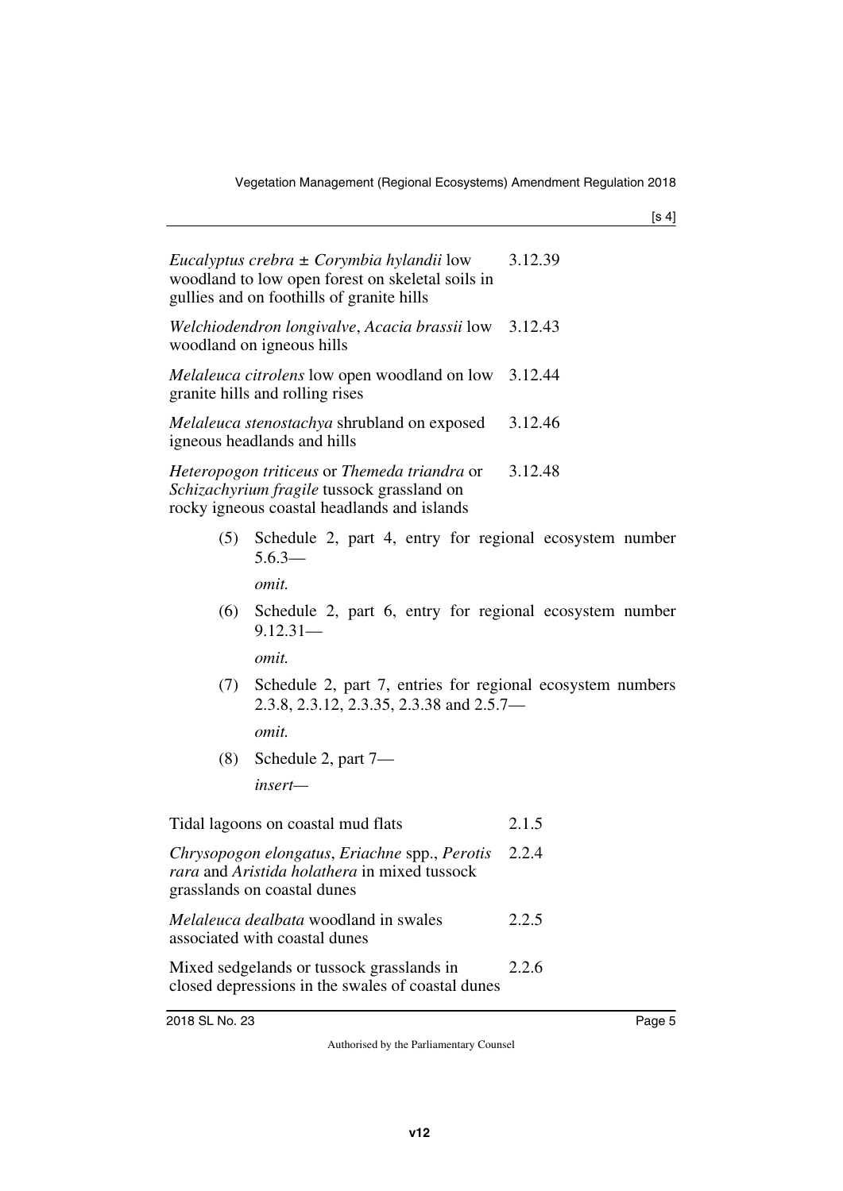| | |
|---|---|
| *Eucalyptus crebra* ± *Corymbia hylandii* low woodland to low open forest on skeletal soils in gullies and on foothills of granite hills | 3.12.39 |
| *Welchiodendron longivalve*, *Acacia brassii* low woodland on igneous hills | 3.12.43 |
| *Melaleuca citrolens* low open woodland on low granite hills and rolling rises | 3.12.44 |
| *Melaleuca stenostachya* shrubland on exposed igneous headlands and hills | 3.12.46 |
| *Heteropogon triticeus* or *Themeda triandra* or *Schizachyrium fragile* tussock grassland on rocky igneous coastal headlands and islands | 3.12.48 |

(5) Schedule 2, part 4, entry for regional ecosystem number 5.6.3—

*omit.*

(6) Schedule 2, part 6, entry for regional ecosystem number 9.12.31—

*omit.*

(7) Schedule 2, part 7, entries for regional ecosystem numbers 2.3.8, 2.3.12, 2.3.35, 2.3.38 and 2.5.7—

*omit.*

(8) Schedule 2, part 7—

*insert—*

| | |
|---|---|
| Tidal lagoons on coastal mud flats | 2.1.5 |
| *Chrysopogon elongatus*, *Eriachne* spp., *Perotis rara* and *Aristida holathera* in mixed tussock grasslands on coastal dunes | 2.2.4 |
| *Melaleuca dealbata* woodland in swales associated with coastal dunes | 2.2.5 |
| Mixed sedgelands or tussock grasslands in closed depressions in the swales of coastal dunes | 2.2.6 |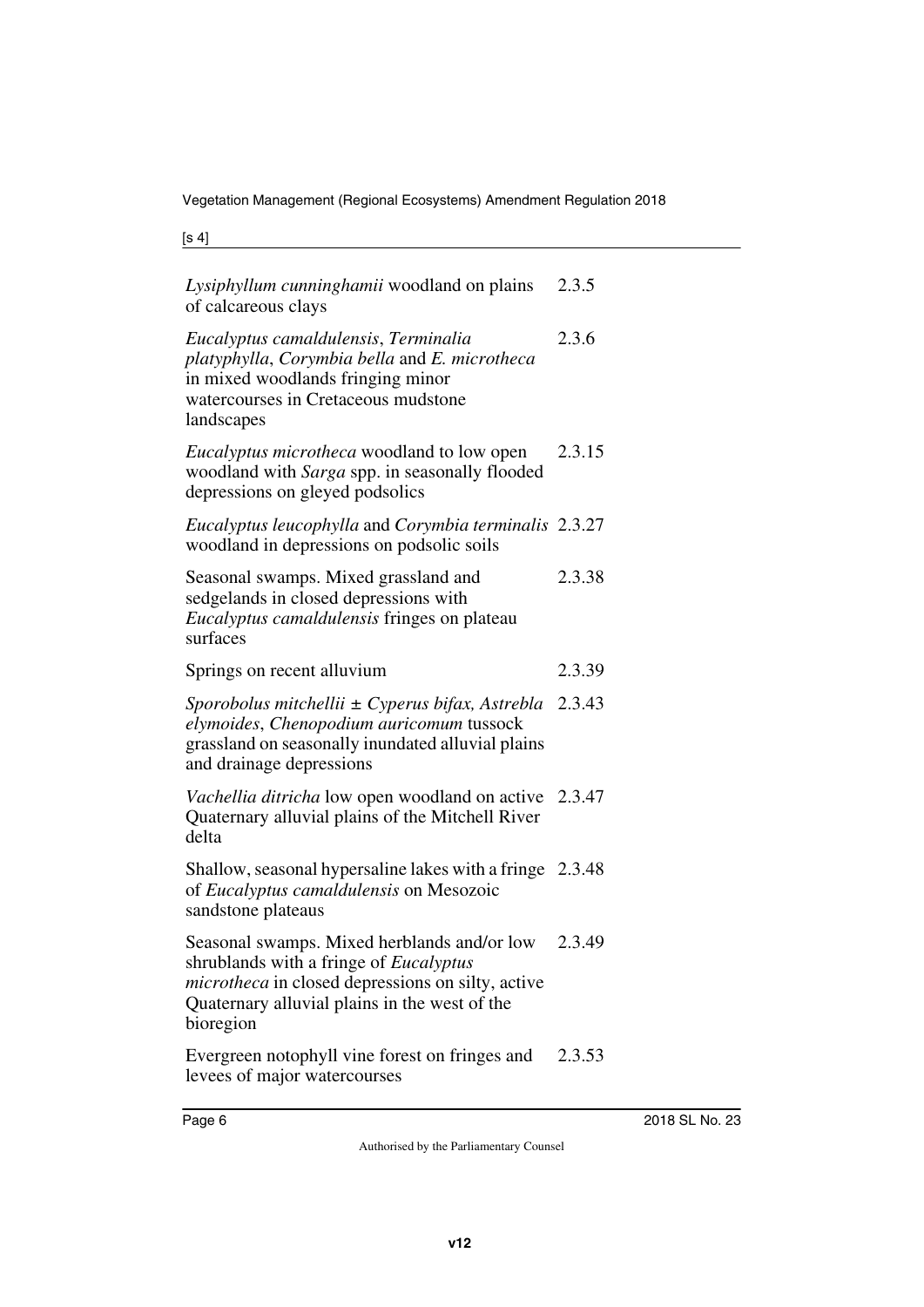| | |
|---|---|
| *Lysiphyllum cunninghamii* woodland on plains of calcareous clays | 2.3.5 |
| *Eucalyptus camaldulensis*, *Terminalia platyphylla*, *Corymbia bella* and *E. microtheca* in mixed woodlands fringing minor watercourses in Cretaceous mudstone landscapes | 2.3.6 |
| *Eucalyptus microtheca* woodland to low open woodland with *Sarga* spp. in seasonally flooded depressions on gleyed podsolics | 2.3.15 |
| *Eucalyptus leucophylla* and *Corymbia terminalis* woodland in depressions on podsolic soils | 2.3.27 |
| Seasonal swamps. Mixed grassland and sedgelands in closed depressions with *Eucalyptus camaldulensis* fringes on plateau surfaces | 2.3.38 |
| Springs on recent alluvium | 2.3.39 |
| *Sporobolus mitchellii* ± *Cyperus bifax, Astrebla elymoides*, *Chenopodium auricomum* tussock grassland on seasonally inundated alluvial plains and drainage depressions | 2.3.43 |
| *Vachellia ditricha* low open woodland on active Quaternary alluvial plains of the Mitchell River delta | 2.3.47 |
| Shallow, seasonal hypersaline lakes with a fringe of *Eucalyptus camaldulensis* on Mesozoic sandstone plateaus | 2.3.48 |
| Seasonal swamps. Mixed herblands and/or low shrublands with a fringe of *Eucalyptus microtheca* in closed depressions on silty, active Quaternary alluvial plains in the west of the bioregion | 2.3.49 |
| Evergreen notophyll vine forest on fringes and levees of major watercourses | 2.3.53 |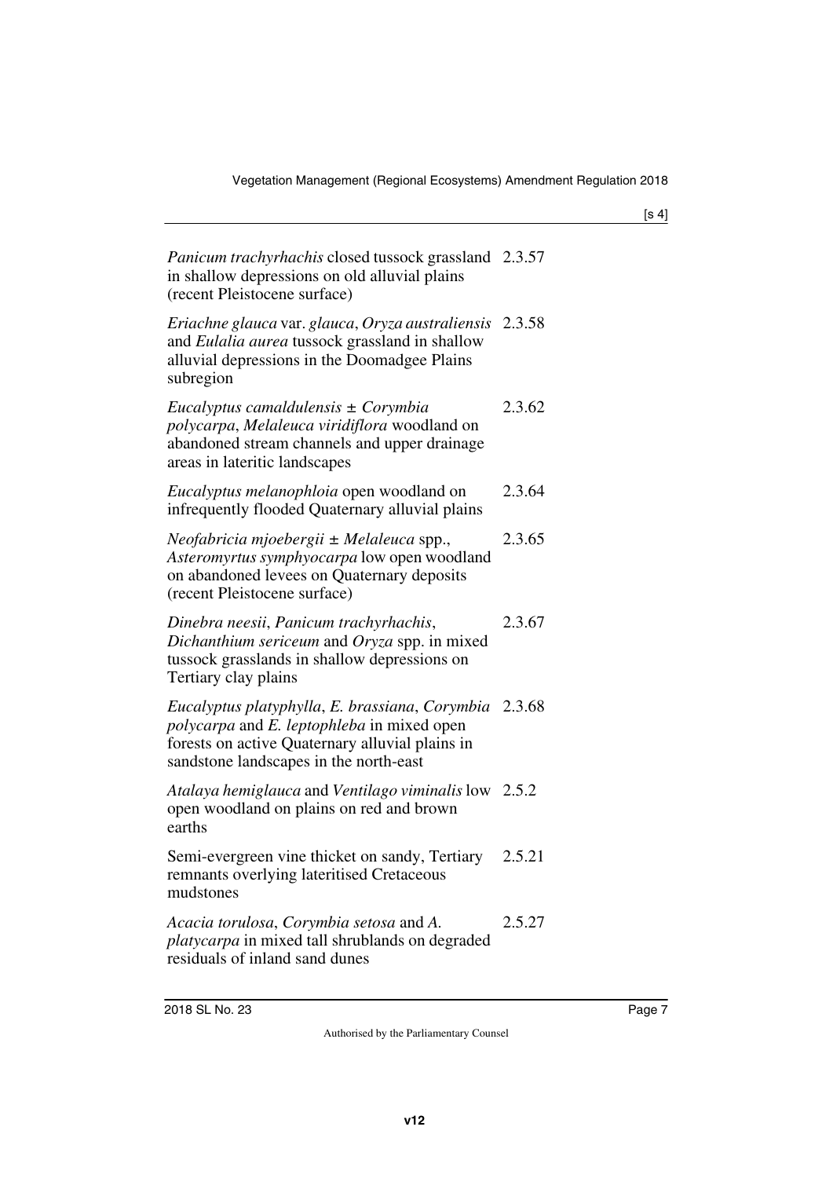| | |
|---|---|
| *Panicum trachyrhachis* closed tussock grassland in shallow depressions on old alluvial plains (recent Pleistocene surface) | 2.3.57 |
| *Eriachne glauca* var. *glauca*, *Oryza australiensis* and *Eulalia aurea* tussock grassland in shallow alluvial depressions in the Doomadgee Plains subregion | 2.3.58 |
| *Eucalyptus camaldulensis* ± *Corymbia polycarpa*, *Melaleuca viridiflora* woodland on abandoned stream channels and upper drainage areas in lateritic landscapes | 2.3.62 |
| *Eucalyptus melanophloia* open woodland on infrequently flooded Quaternary alluvial plains | 2.3.64 |
| *Neofabricia mjoebergii* ± *Melaleuca* spp., *Asteromyrtus symphyocarpa* low open woodland on abandoned levees on Quaternary deposits (recent Pleistocene surface) | 2.3.65 |
| *Dinebra neesii*, *Panicum trachyrhachis*, *Dichanthium sericeum* and *Oryza* spp. in mixed tussock grasslands in shallow depressions on Tertiary clay plains | 2.3.67 |
| *Eucalyptus platyphylla*, *E. brassiana*, *Corymbia polycarpa* and *E. leptophleba* in mixed open forests on active Quaternary alluvial plains in sandstone landscapes in the north-east | 2.3.68 |
| *Atalaya hemiglauca* and *Ventilago viminalis* low open woodland on plains on red and brown earths | 2.5.2 |
| Semi-evergreen vine thicket on sandy, Tertiary remnants overlying lateritised Cretaceous mudstones | 2.5.21 |
| *Acacia torulosa*, *Corymbia setosa* and *A. platycarpa* in mixed tall shrublands on degraded residuals of inland sand dunes | 2.5.27 |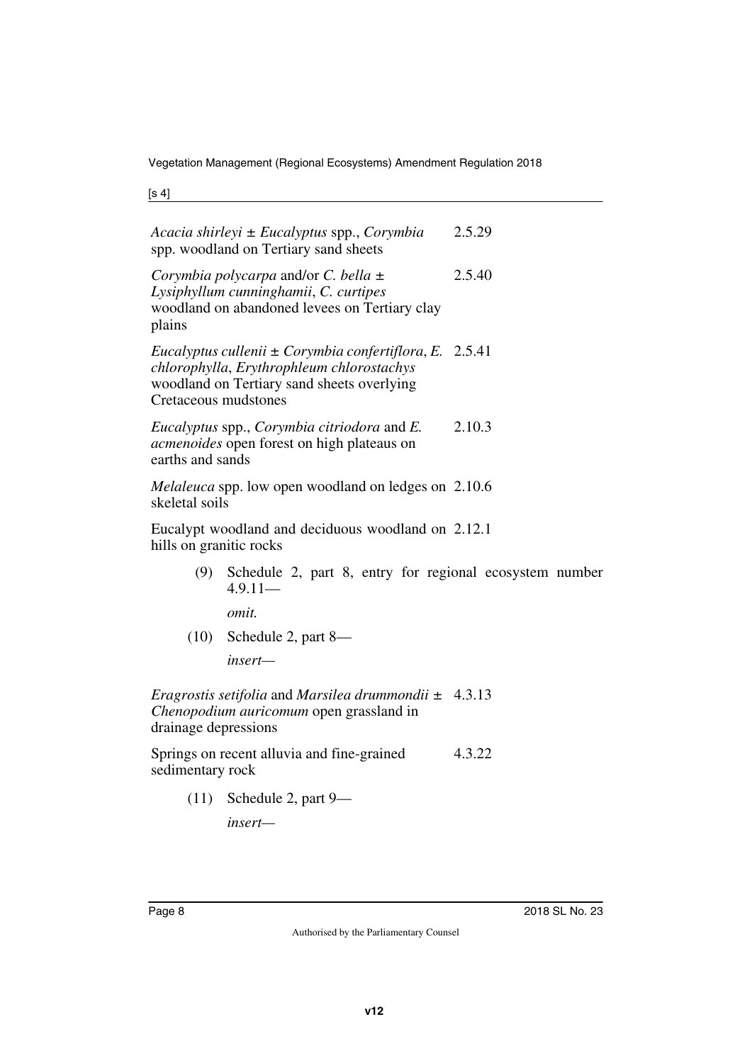| | |
|---|---|
| *Acacia shirleyi* ± *Eucalyptus* spp., *Corymbia* spp. woodland on Tertiary sand sheets | 2.5.29 |
| *Corymbia polycarpa* and/or *C. bella* ± *Lysiphyllum cunninghamii*, *C. curtipes* woodland on abandoned levees on Tertiary clay plains | 2.5.40 |
| *Eucalyptus cullenii* ± *Corymbia confertiflora*, *E. chlorophylla*, *Erythrophleum chlorostachys* woodland on Tertiary sand sheets overlying Cretaceous mudstones | 2.5.41 |
| *Eucalyptus* spp., *Corymbia citriodora* and *E. acmenoides* open forest on high plateaus on earths and sands | 2.10.3 |
| *Melaleuca* spp. low open woodland on ledges on skeletal soils | 2.10.6 |
| Eucalypt woodland and deciduous woodland on hills on granitic rocks | 2.12.1 |

(9) Schedule 2, part 8, entry for regional ecosystem number 4.9.11—

*omit.*

(10) Schedule 2, part 8—

*insert—*

| | |
|---|---|
| *Eragrostis setifolia* and *Marsilea drummondii* ± *Chenopodium auricomum* open grassland in drainage depressions | 4.3.13 |
| Springs on recent alluvia and fine-grained sedimentary rock | 4.3.22 |

(11) Schedule 2, part 9—

*insert—*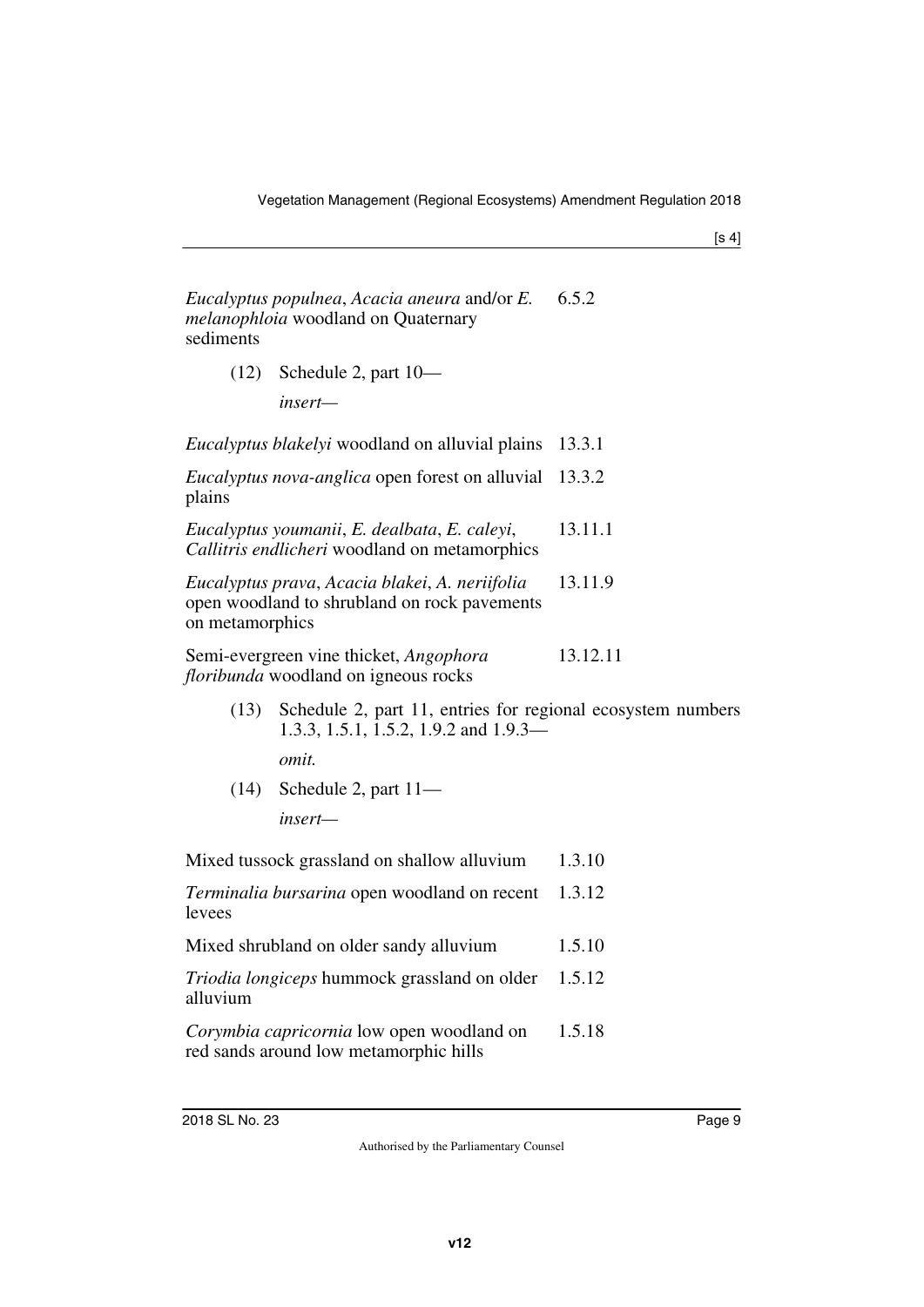| | |
|---|---|
| *Eucalyptus populnea*, *Acacia aneura* and/or *E. melanophloia* woodland on Quaternary sediments | 6.5.2 |

(12) Schedule 2, part 10—

*insert—*

| | |
|---|---|
| *Eucalyptus blakelyi* woodland on alluvial plains | 13.3.1 |
| *Eucalyptus nova-anglica* open forest on alluvial plains | 13.3.2 |
| *Eucalyptus youmanii*, *E. dealbata*, *E. caleyi*, *Callitris endlicheri* woodland on metamorphics | 13.11.1 |
| *Eucalyptus prava*, *Acacia blakei*, *A. neriifolia* open woodland to shrubland on rock pavements on metamorphics | 13.11.9 |
| Semi-evergreen vine thicket, *Angophora floribunda* woodland on igneous rocks | 13.12.11 |

(13) Schedule 2, part 11, entries for regional ecosystem numbers 1.3.3, 1.5.1, 1.5.2, 1.9.2 and 1.9.3—

*omit.*

(14) Schedule 2, part 11—

*insert—*

| | |
|---|---|
| Mixed tussock grassland on shallow alluvium | 1.3.10 |
| *Terminalia bursarina* open woodland on recent levees | 1.3.12 |
| Mixed shrubland on older sandy alluvium | 1.5.10 |
| *Triodia longiceps* hummock grassland on older alluvium | 1.5.12 |
| *Corymbia capricornia* low open woodland on red sands around low metamorphic hills | 1.5.18 |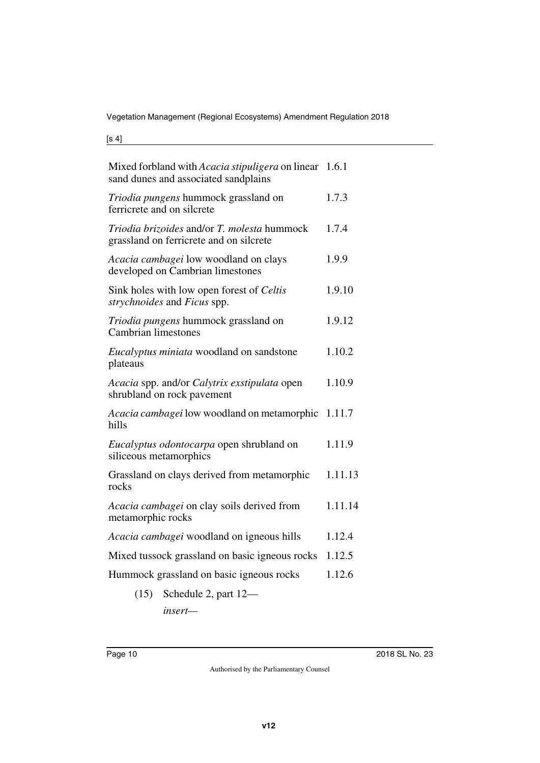| | |
|---|---|
| Mixed forbland with *Acacia stipuligera* on linear sand dunes and associated sandplains | 1.6.1 |
| *Triodia pungens* hummock grassland on ferricrete and on silcrete | 1.7.3 |
| *Triodia brizoides* and/or *T. molesta* hummock grassland on ferricrete and on silcrete | 1.7.4 |
| *Acacia cambagei* low woodland on clays developed on Cambrian limestones | 1.9.9 |
| Sink holes with low open forest of *Celtis strychnoides* and *Ficus* spp. | 1.9.10 |
| *Triodia pungens* hummock grassland on Cambrian limestones | 1.9.12 |
| *Eucalyptus miniata* woodland on sandstone plateaus | 1.10.2 |
| *Acacia* spp. and/or *Calytrix exstipulata* open shrubland on rock pavement | 1.10.9 |
| *Acacia cambagei* low woodland on metamorphic hills | 1.11.7 |
| *Eucalyptus odontocarpa* open shrubland on siliceous metamorphics | 1.11.9 |
| Grassland on clays derived from metamorphic rocks | 1.11.13 |
| *Acacia cambagei* on clay soils derived from metamorphic rocks | 1.11.14 |
| *Acacia cambagei* woodland on igneous hills | 1.12.4 |
| Mixed tussock grassland on basic igneous rocks | 1.12.5 |
| Hummock grassland on basic igneous rocks | 1.12.6 |

(15) Schedule 2, part 12—

*insert—*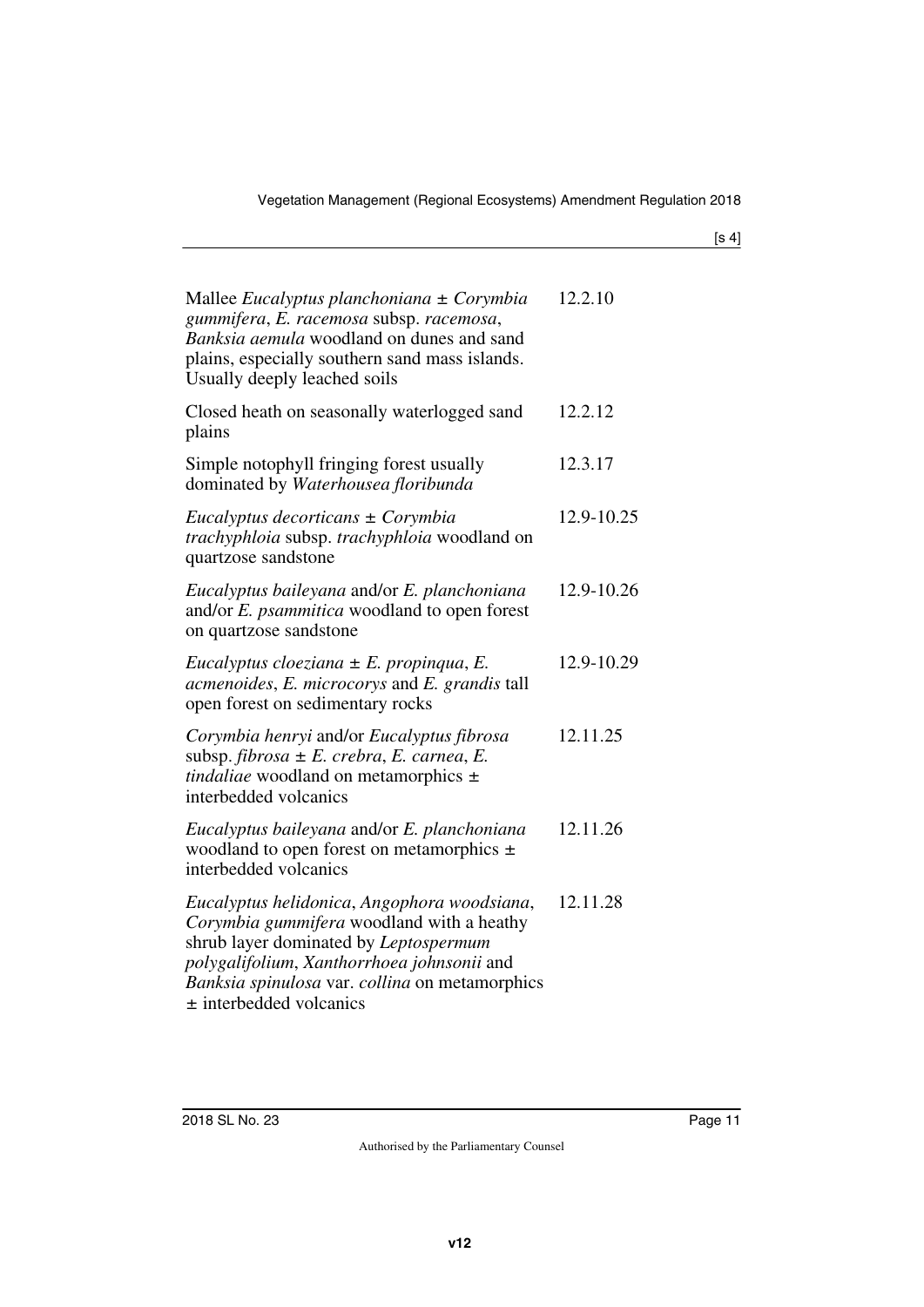| | |
|---|---|
| Mallee *Eucalyptus planchoniana* ± *Corymbia gummifera*, *E. racemosa* subsp. *racemosa*, *Banksia aemula* woodland on dunes and sand plains, especially southern sand mass islands. Usually deeply leached soils | 12.2.10 |
| Closed heath on seasonally waterlogged sand plains | 12.2.12 |
| Simple notophyll fringing forest usually dominated by *Waterhousea floribunda* | 12.3.17 |
| *Eucalyptus decorticans* ± *Corymbia trachyphloia* subsp. *trachyphloia* woodland on quartzose sandstone | 12.9-10.25 |
| *Eucalyptus baileyana* and/or *E. planchoniana* and/or *E. psammitica* woodland to open forest on quartzose sandstone | 12.9-10.26 |
| *Eucalyptus cloeziana* ± *E. propinqua*, *E. acmenoides*, *E. microcorys* and *E. grandis* tall open forest on sedimentary rocks | 12.9-10.29 |
| *Corymbia henryi* and/or *Eucalyptus fibrosa* subsp. *fibrosa* ± *E. crebra*, *E. carnea*, *E. tindaliae* woodland on metamorphics ± interbedded volcanics | 12.11.25 |
| *Eucalyptus baileyana* and/or *E. planchoniana* woodland to open forest on metamorphics ± interbedded volcanics | 12.11.26 |
| *Eucalyptus helidonica*, *Angophora woodsiana*, *Corymbia gummifera* woodland with a heathy shrub layer dominated by *Leptospermum polygalifolium*, *Xanthorrhoea johnsonii* and *Banksia spinulosa* var. *collina* on metamorphics ± interbedded volcanics | 12.11.28 |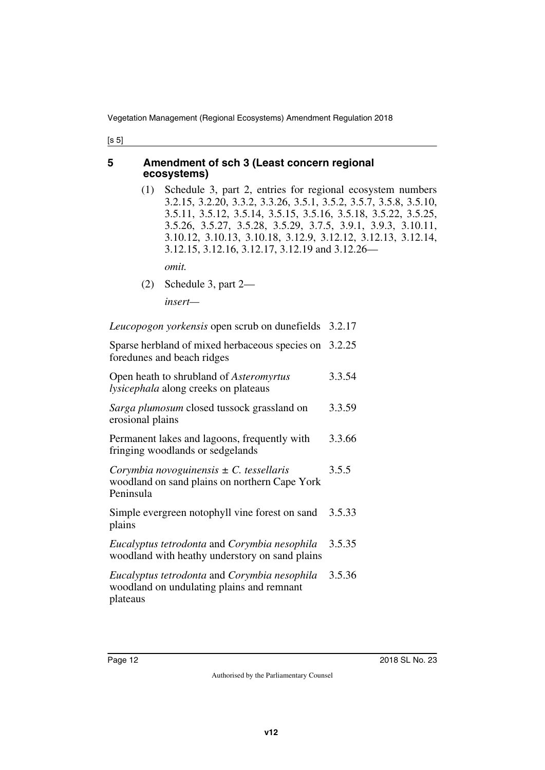[s 5]

## 5 Amendment of sch 3 (Least concern regional ecosystems)

(1) Schedule 3, part 2, entries for regional ecosystem numbers 3.2.15, 3.2.20, 3.3.2, 3.3.26, 3.5.1, 3.5.2, 3.5.7, 3.5.8, 3.5.10, 3.5.11, 3.5.12, 3.5.14, 3.5.15, 3.5.16, 3.5.18, 3.5.22, 3.5.25, 3.5.26, 3.5.27, 3.5.28, 3.5.29, 3.7.5, 3.9.1, 3.9.3, 3.10.11, 3.10.12, 3.10.13, 3.10.18, 3.12.9, 3.12.12, 3.12.13, 3.12.14, 3.12.15, 3.12.16, 3.12.17, 3.12.19 and 3.12.26—

*omit.*

(2) Schedule 3, part 2—

*insert—*

| | |
|---|---|
| *Leucopogon yorkensis* open scrub on dunefields | 3.2.17 |
| Sparse herbland of mixed herbaceous species on foredunes and beach ridges | 3.2.25 |
| Open heath to shrubland of *Asteromyrtus lysicephala* along creeks on plateaus | 3.3.54 |
| *Sarga plumosum* closed tussock grassland on erosional plains | 3.3.59 |
| Permanent lakes and lagoons, frequently with fringing woodlands or sedgelands | 3.3.66 |
| *Corymbia novoguinensis* ± *C. tessellaris* woodland on sand plains on northern Cape York Peninsula | 3.5.5 |
| Simple evergreen notophyll vine forest on sand plains | 3.5.33 |
| *Eucalyptus tetrodonta* and *Corymbia nesophila* woodland with heathy understory on sand plains | 3.5.35 |
| *Eucalyptus tetrodonta* and *Corymbia nesophila* woodland on undulating plains and remnant plateaus | 3.5.36 |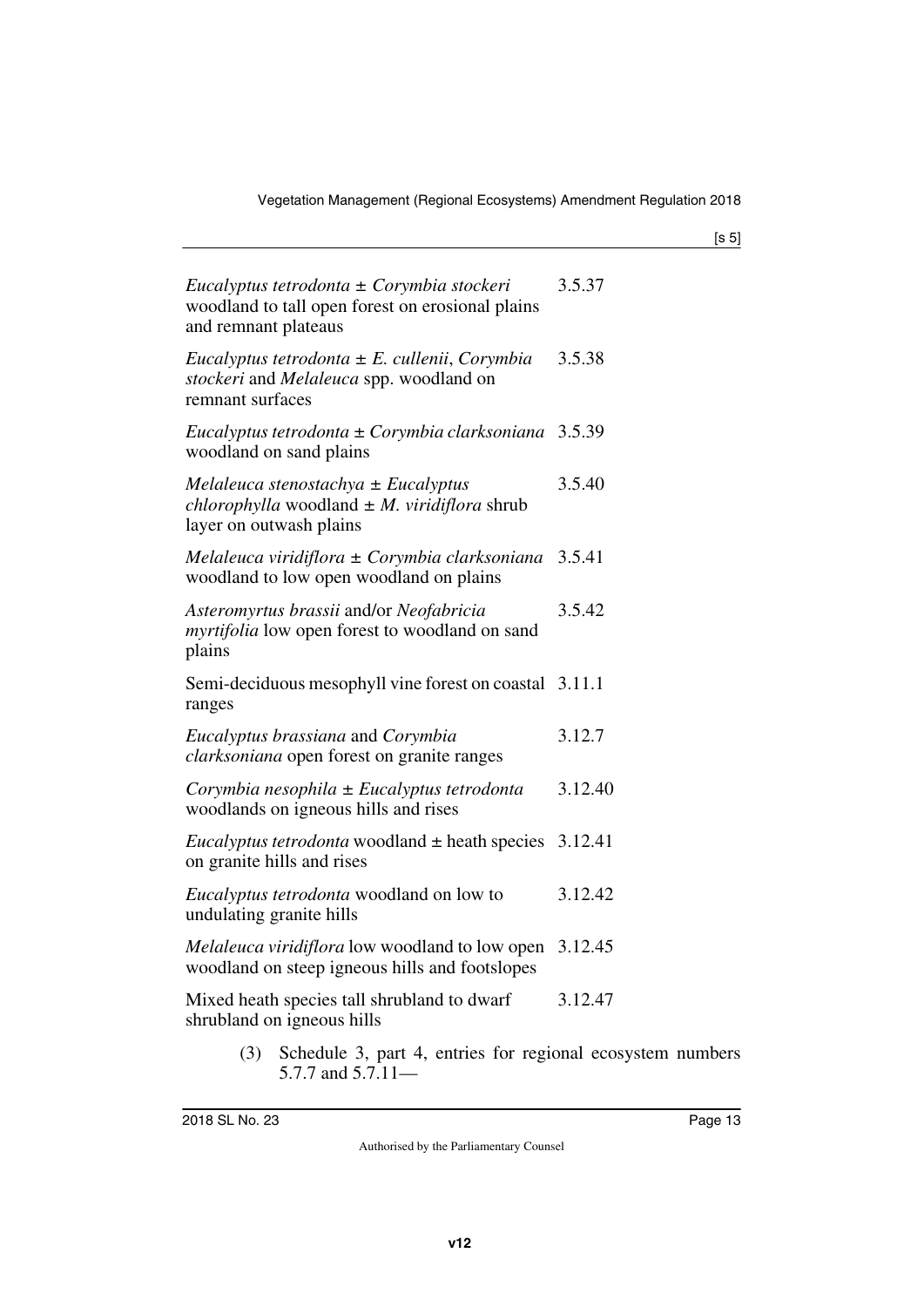| | |
|---|---|
| *Eucalyptus tetrodonta* ± *Corymbia stockeri* woodland to tall open forest on erosional plains and remnant plateaus | 3.5.37 |
| *Eucalyptus tetrodonta* ± *E. cullenii*, *Corymbia stockeri* and *Melaleuca* spp. woodland on remnant surfaces | 3.5.38 |
| *Eucalyptus tetrodonta* ± *Corymbia clarksoniana* woodland on sand plains | 3.5.39 |
| *Melaleuca stenostachya* ± *Eucalyptus chlorophylla* woodland ± *M. viridiflora* shrub layer on outwash plains | 3.5.40 |
| *Melaleuca viridiflora* ± *Corymbia clarksoniana* woodland to low open woodland on plains | 3.5.41 |
| *Asteromyrtus brassii* and/or *Neofabricia myrtifolia* low open forest to woodland on sand plains | 3.5.42 |
| Semi-deciduous mesophyll vine forest on coastal ranges | 3.11.1 |
| *Eucalyptus brassiana* and *Corymbia clarksoniana* open forest on granite ranges | 3.12.7 |
| *Corymbia nesophila* ± *Eucalyptus tetrodonta* woodlands on igneous hills and rises | 3.12.40 |
| *Eucalyptus tetrodonta* woodland ± heath species on granite hills and rises | 3.12.41 |
| *Eucalyptus tetrodonta* woodland on low to undulating granite hills | 3.12.42 |
| *Melaleuca viridiflora* low woodland to low open woodland on steep igneous hills and footslopes | 3.12.45 |
| Mixed heath species tall shrubland to dwarf shrubland on igneous hills | 3.12.47 |

(3) Schedule 3, part 4, entries for regional ecosystem numbers 5.7.7 and 5.7.11—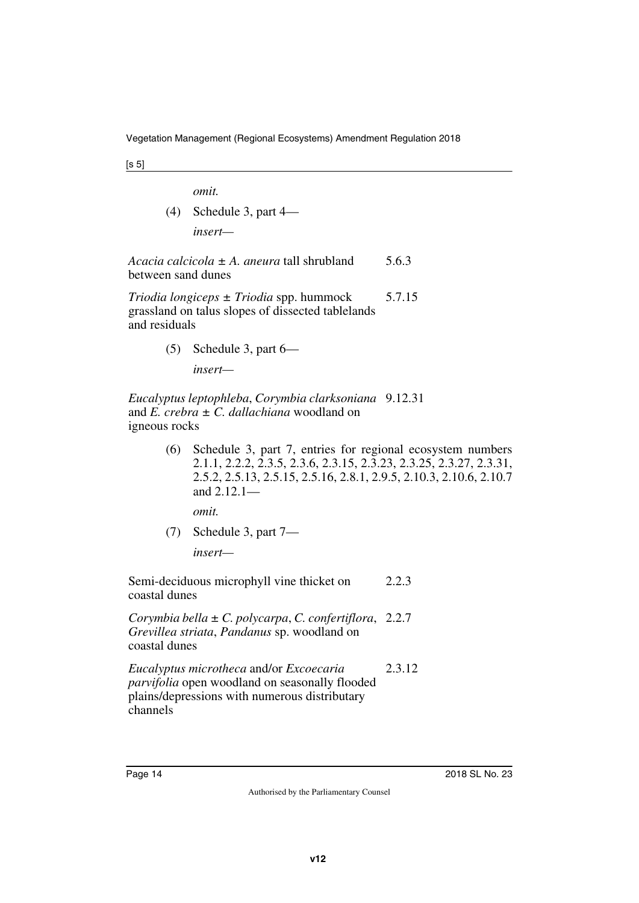*omit.*

(4) Schedule 3, part 4—

*insert—*

| | |
|---|---|
| *Acacia calcicola* ± *A. aneura* tall shrubland between sand dunes | 5.6.3 |
| *Triodia longiceps* ± *Triodia* spp. hummock grassland on talus slopes of dissected tablelands and residuals | 5.7.15 |

(5) Schedule 3, part 6—

*insert—*

| | |
|---|---|
| *Eucalyptus leptophleba*, *Corymbia clarksoniana* and *E. crebra* ± *C. dallachiana* woodland on igneous rocks | 9.12.31 |

(6) Schedule 3, part 7, entries for regional ecosystem numbers 2.1.1, 2.2.2, 2.3.5, 2.3.6, 2.3.15, 2.3.23, 2.3.25, 2.3.27, 2.3.31, 2.5.2, 2.5.13, 2.5.15, 2.5.16, 2.8.1, 2.9.5, 2.10.3, 2.10.6, 2.10.7 and 2.12.1—

*omit.*

(7) Schedule 3, part 7—

*insert—*

| | |
|---|---|
| Semi-deciduous microphyll vine thicket on coastal dunes | 2.2.3 |
| *Corymbia bella* ± *C. polycarpa*, *C. confertiflora*, *Grevillea striata*, *Pandanus* sp. woodland on coastal dunes | 2.2.7 |
| *Eucalyptus microtheca* and/or *Excoecaria parvifolia* open woodland on seasonally flooded plains/depressions with numerous distributary channels | 2.3.12 |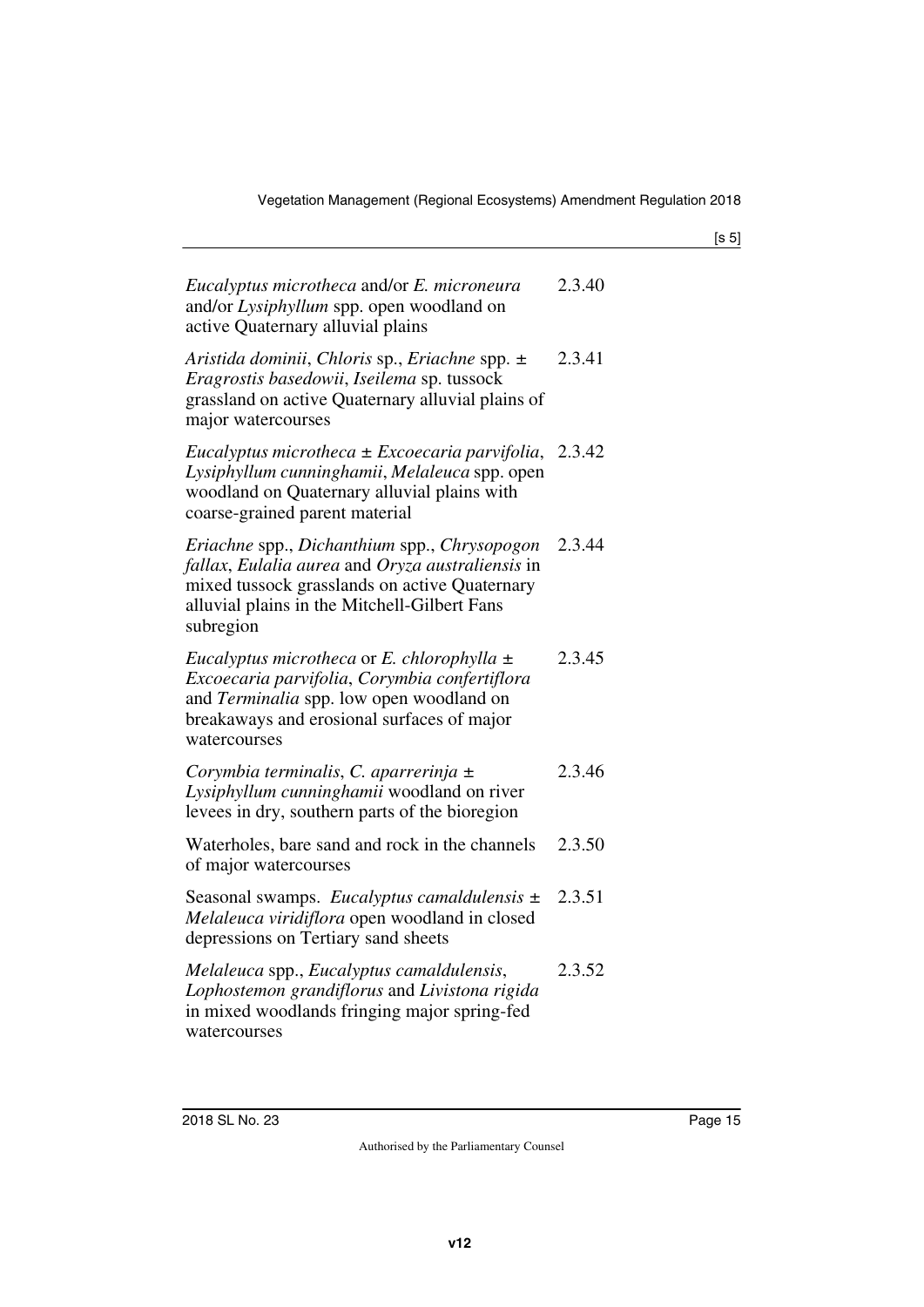| | |
|---|---|
| *Eucalyptus microtheca* and/or *E. microneura* and/or *Lysiphyllum* spp. open woodland on active Quaternary alluvial plains | 2.3.40 |
| *Aristida dominii*, *Chloris* sp., *Eriachne* spp. ± *Eragrostis basedowii*, *Iseilema* sp. tussock grassland on active Quaternary alluvial plains of major watercourses | 2.3.41 |
| *Eucalyptus microtheca* ± *Excoecaria parvifolia*, *Lysiphyllum cunninghamii*, *Melaleuca* spp. open woodland on Quaternary alluvial plains with coarse-grained parent material | 2.3.42 |
| *Eriachne* spp., *Dichanthium* spp., *Chrysopogon fallax*, *Eulalia aurea* and *Oryza australiensis* in mixed tussock grasslands on active Quaternary alluvial plains in the Mitchell-Gilbert Fans subregion | 2.3.44 |
| *Eucalyptus microtheca* or *E. chlorophylla* ± *Excoecaria parvifolia*, *Corymbia confertiflora* and *Terminalia* spp. low open woodland on breakaways and erosional surfaces of major watercourses | 2.3.45 |
| *Corymbia terminalis*, *C. aparrerinja* ± *Lysiphyllum cunninghamii* woodland on river levees in dry, southern parts of the bioregion | 2.3.46 |
| Waterholes, bare sand and rock in the channels of major watercourses | 2.3.50 |
| Seasonal swamps. *Eucalyptus camaldulensis* ± *Melaleuca viridiflora* open woodland in closed depressions on Tertiary sand sheets | 2.3.51 |
| *Melaleuca* spp., *Eucalyptus camaldulensis*, *Lophostemon grandiflorus* and *Livistona rigida* in mixed woodlands fringing major spring-fed watercourses | 2.3.52 |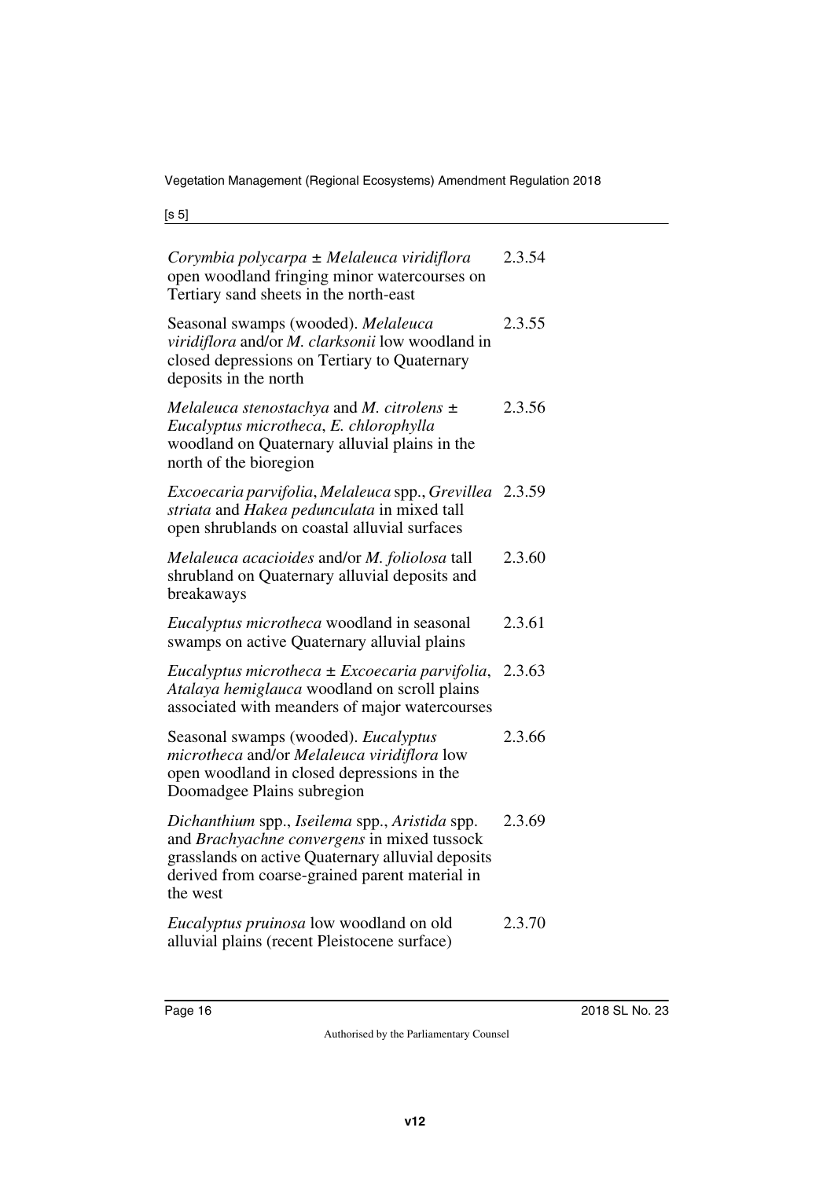| | |
|---|---|
| *Corymbia polycarpa* ± *Melaleuca viridiflora* open woodland fringing minor watercourses on Tertiary sand sheets in the north-east | 2.3.54 |
| Seasonal swamps (wooded). *Melaleuca viridiflora* and/or *M. clarksonii* low woodland in closed depressions on Tertiary to Quaternary deposits in the north | 2.3.55 |
| *Melaleuca stenostachya* and *M. citrolens* ± *Eucalyptus microtheca*, *E. chlorophylla* woodland on Quaternary alluvial plains in the north of the bioregion | 2.3.56 |
| *Excoecaria parvifolia*, *Melaleuca* spp., *Grevillea striata* and *Hakea pedunculata* in mixed tall open shrublands on coastal alluvial surfaces | 2.3.59 |
| *Melaleuca acacioides* and/or *M. foliolosa* tall shrubland on Quaternary alluvial deposits and breakaways | 2.3.60 |
| *Eucalyptus microtheca* woodland in seasonal swamps on active Quaternary alluvial plains | 2.3.61 |
| *Eucalyptus microtheca* ± *Excoecaria parvifolia*, *Atalaya hemiglauca* woodland on scroll plains associated with meanders of major watercourses | 2.3.63 |
| Seasonal swamps (wooded). *Eucalyptus microtheca* and/or *Melaleuca viridiflora* low open woodland in closed depressions in the Doomadgee Plains subregion | 2.3.66 |
| *Dichanthium* spp., *Iseilema* spp., *Aristida* spp. and *Brachyachne convergens* in mixed tussock grasslands on active Quaternary alluvial deposits derived from coarse-grained parent material in the west | 2.3.69 |
| *Eucalyptus pruinosa* low woodland on old alluvial plains (recent Pleistocene surface) | 2.3.70 |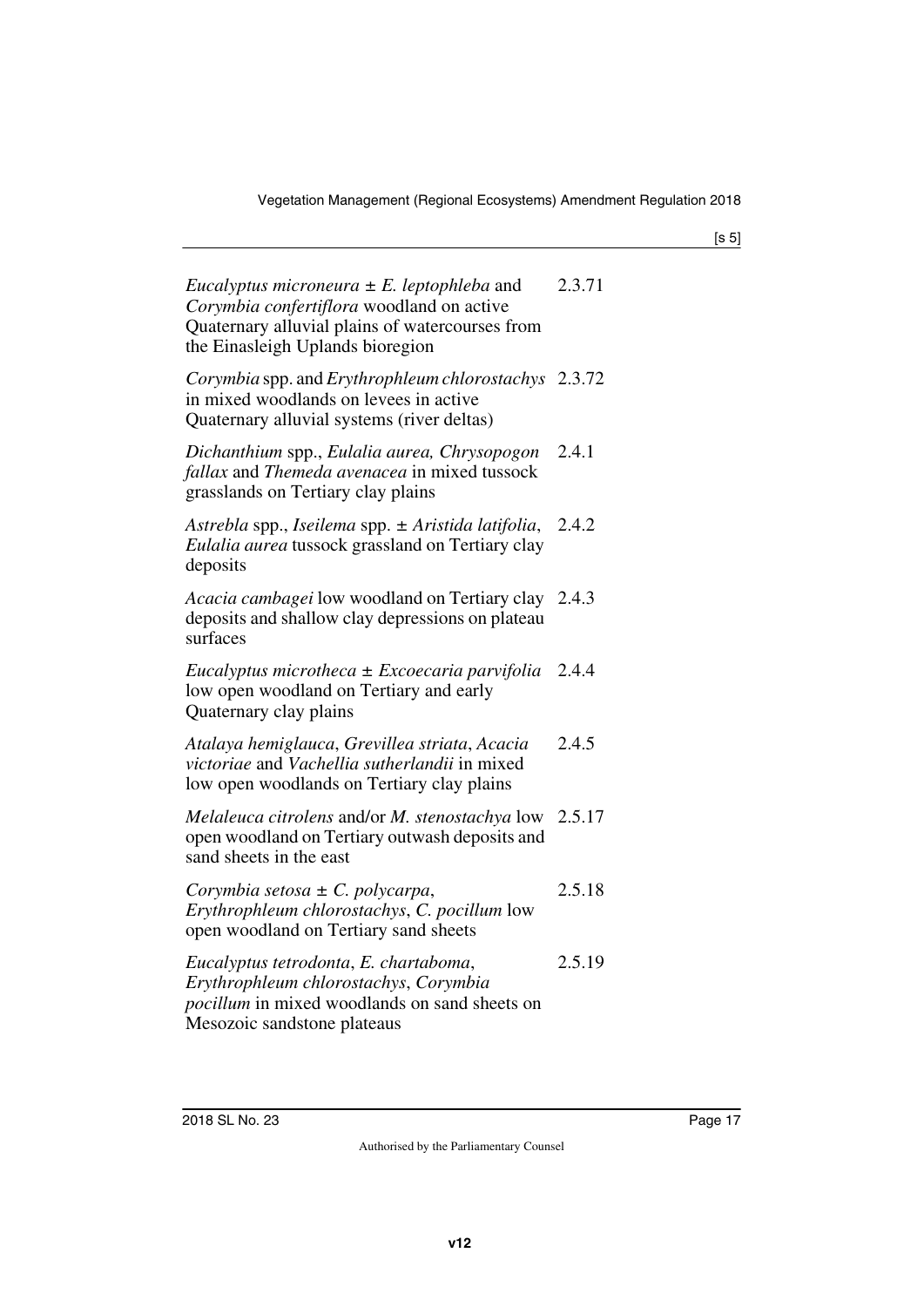| | |
|---|---|
| *Eucalyptus microneura* ± *E. leptophleba* and *Corymbia confertiflora* woodland on active Quaternary alluvial plains of watercourses from the Einasleigh Uplands bioregion | 2.3.71 |
| *Corymbia* spp. and *Erythrophleum chlorostachys* in mixed woodlands on levees in active Quaternary alluvial systems (river deltas) | 2.3.72 |
| *Dichanthium* spp., *Eulalia aurea, Chrysopogon fallax* and *Themeda avenacea* in mixed tussock grasslands on Tertiary clay plains | 2.4.1 |
| *Astrebla* spp., *Iseilema* spp. ± *Aristida latifolia*, *Eulalia aurea* tussock grassland on Tertiary clay deposits | 2.4.2 |
| *Acacia cambagei* low woodland on Tertiary clay deposits and shallow clay depressions on plateau surfaces | 2.4.3 |
| *Eucalyptus microtheca* ± *Excoecaria parvifolia* low open woodland on Tertiary and early Quaternary clay plains | 2.4.4 |
| *Atalaya hemiglauca*, *Grevillea striata*, *Acacia victoriae* and *Vachellia sutherlandii* in mixed low open woodlands on Tertiary clay plains | 2.4.5 |
| *Melaleuca citrolens* and/or *M. stenostachya* low open woodland on Tertiary outwash deposits and sand sheets in the east | 2.5.17 |
| *Corymbia setosa* ± *C. polycarpa*, *Erythrophleum chlorostachys*, *C. pocillum* low open woodland on Tertiary sand sheets | 2.5.18 |
| *Eucalyptus tetrodonta*, *E. chartaboma*, *Erythrophleum chlorostachys*, *Corymbia pocillum* in mixed woodlands on sand sheets on Mesozoic sandstone plateaus | 2.5.19 |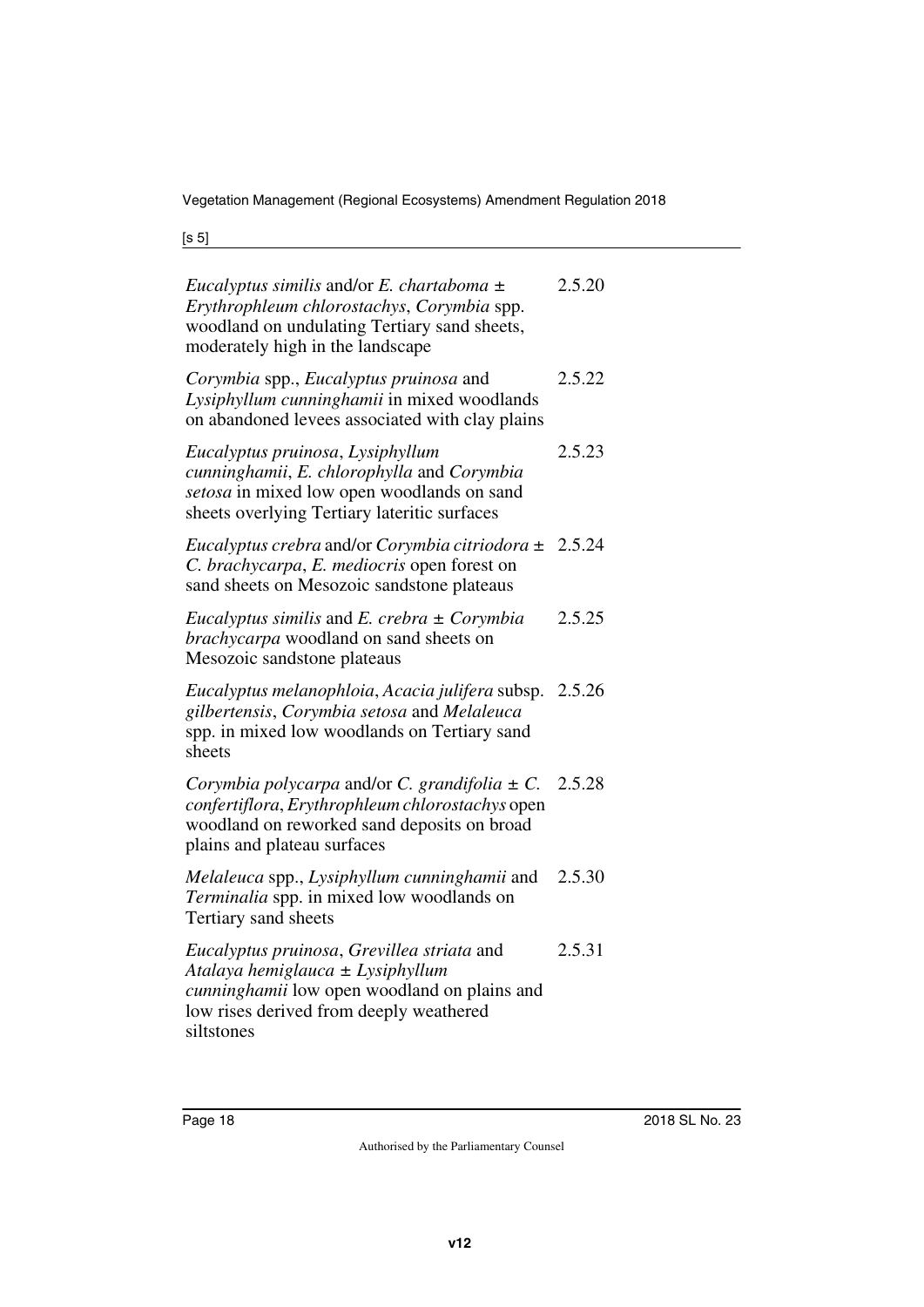[s 5]

| | |
|---|---|
| *Eucalyptus similis* and/or *E. chartaboma* ± *Erythrophleum chlorostachys*, *Corymbia* spp. woodland on undulating Tertiary sand sheets, moderately high in the landscape | 2.5.20 |
| *Corymbia* spp., *Eucalyptus pruinosa* and *Lysiphyllum cunninghamii* in mixed woodlands on abandoned levees associated with clay plains | 2.5.22 |
| *Eucalyptus pruinosa*, *Lysiphyllum cunninghamii*, *E. chlorophylla* and *Corymbia setosa* in mixed low open woodlands on sand sheets overlying Tertiary lateritic surfaces | 2.5.23 |
| *Eucalyptus crebra* and/or *Corymbia citriodora* ± *C. brachycarpa*, *E. mediocris* open forest on sand sheets on Mesozoic sandstone plateaus | 2.5.24 |
| *Eucalyptus similis* and *E. crebra* ± *Corymbia brachycarpa* woodland on sand sheets on Mesozoic sandstone plateaus | 2.5.25 |
| *Eucalyptus melanophloia*, *Acacia julifera* subsp. *gilbertensis*, *Corymbia setosa* and *Melaleuca* spp. in mixed low woodlands on Tertiary sand sheets | 2.5.26 |
| *Corymbia polycarpa* and/or *C. grandifolia* ± *C. confertiflora*, *Erythrophleum chlorostachys* open woodland on reworked sand deposits on broad plains and plateau surfaces | 2.5.28 |
| *Melaleuca* spp., *Lysiphyllum cunninghamii* and *Terminalia* spp. in mixed low woodlands on Tertiary sand sheets | 2.5.30 |
| *Eucalyptus pruinosa*, *Grevillea striata* and *Atalaya hemiglauca* ± *Lysiphyllum cunninghamii* low open woodland on plains and low rises derived from deeply weathered siltstones | 2.5.31 |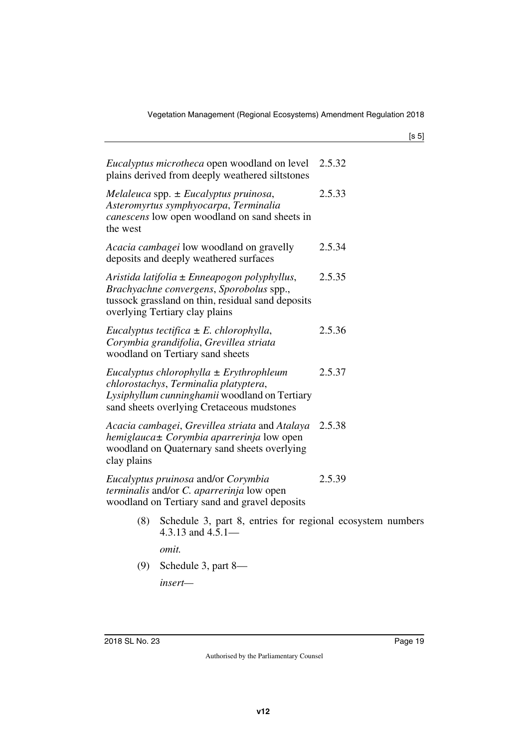| | |
|---|---|
| *Eucalyptus microtheca* open woodland on level plains derived from deeply weathered siltstones | 2.5.32 |
| *Melaleuca* spp. ± *Eucalyptus pruinosa*, *Asteromyrtus symphyocarpa*, *Terminalia canescens* low open woodland on sand sheets in the west | 2.5.33 |
| *Acacia cambagei* low woodland on gravelly deposits and deeply weathered surfaces | 2.5.34 |
| *Aristida latifolia* ± *Enneapogon polyphyllus*, *Brachyachne convergens*, *Sporobolus* spp., tussock grassland on thin, residual sand deposits overlying Tertiary clay plains | 2.5.35 |
| *Eucalyptus tectifica* ± *E. chlorophylla*, *Corymbia grandifolia*, *Grevillea striata* woodland on Tertiary sand sheets | 2.5.36 |
| *Eucalyptus chlorophylla* ± *Erythrophleum chlorostachys*, *Terminalia platyptera*, *Lysiphyllum cunninghamii* woodland on Tertiary sand sheets overlying Cretaceous mudstones | 2.5.37 |
| *Acacia cambagei*, *Grevillea striata* and *Atalaya hemiglauca*± *Corymbia aparrerinja* low open woodland on Quaternary sand sheets overlying clay plains | 2.5.38 |
| *Eucalyptus pruinosa* and/or *Corymbia terminalis* and/or *C. aparrerinja* low open woodland on Tertiary sand and gravel deposits | 2.5.39 |

(8) Schedule 3, part 8, entries for regional ecosystem numbers 4.3.13 and 4.5.1—

*omit.*

(9) Schedule 3, part 8—

*insert—*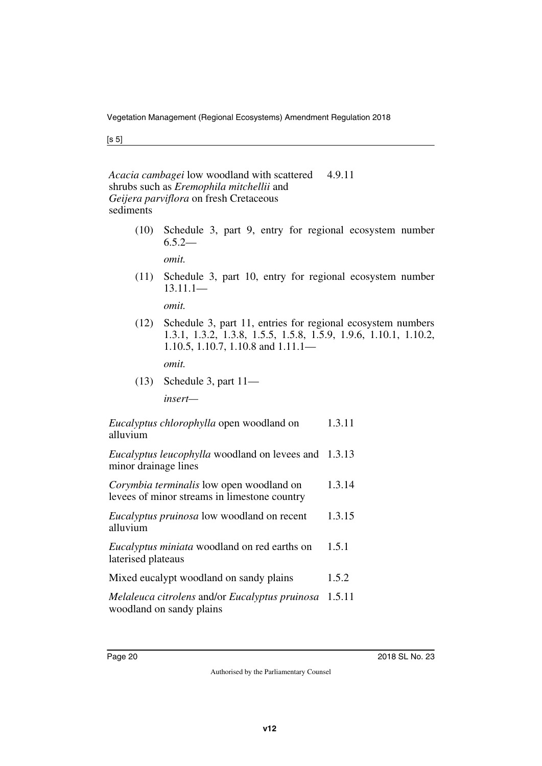| | |
|---|---|
| *Acacia cambagei* low woodland with scattered shrubs such as *Eremophila mitchellii* and *Geijera parviflora* on fresh Cretaceous sediments | 4.9.11 |

(10) Schedule 3, part 9, entry for regional ecosystem number 6.5.2—

*omit.*

(11) Schedule 3, part 10, entry for regional ecosystem number 13.11.1—

*omit.*

(12) Schedule 3, part 11, entries for regional ecosystem numbers 1.3.1, 1.3.2, 1.3.8, 1.5.5, 1.5.8, 1.5.9, 1.9.6, 1.10.1, 1.10.2, 1.10.5, 1.10.7, 1.10.8 and 1.11.1—

*omit.*

(13) Schedule 3, part 11—

*insert—*

| | |
|---|---|
| *Eucalyptus chlorophylla* open woodland on alluvium | 1.3.11 |
| *Eucalyptus leucophylla* woodland on levees and minor drainage lines | 1.3.13 |
| *Corymbia terminalis* low open woodland on levees of minor streams in limestone country | 1.3.14 |
| *Eucalyptus pruinosa* low woodland on recent alluvium | 1.3.15 |
| *Eucalyptus miniata* woodland on red earths on laterised plateaus | 1.5.1 |
| Mixed eucalypt woodland on sandy plains | 1.5.2 |
| *Melaleuca citrolens* and/or *Eucalyptus pruinosa* woodland on sandy plains | 1.5.11 |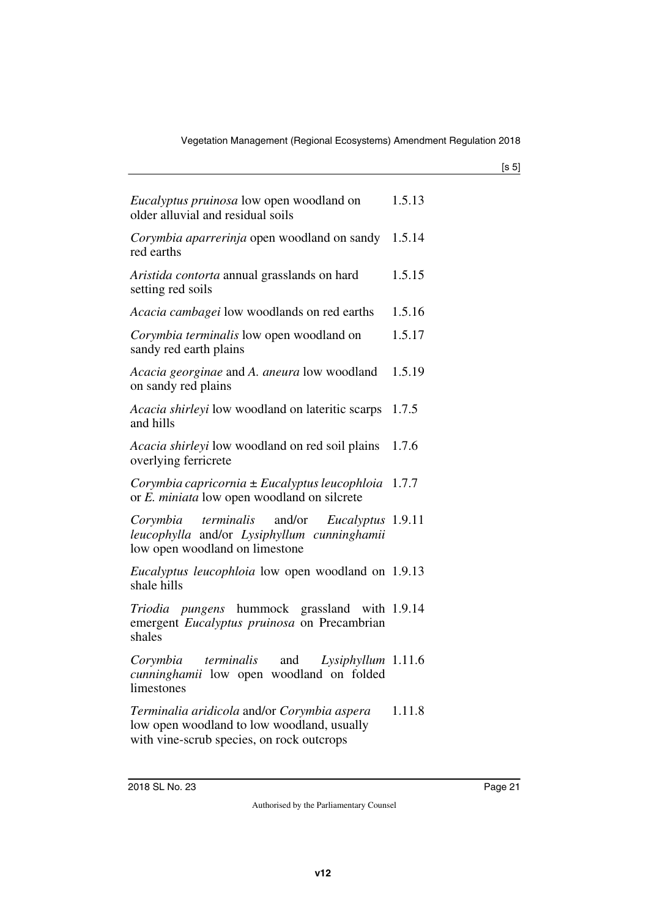| | |
|---|---|
| *Eucalyptus pruinosa* low open woodland on older alluvial and residual soils | 1.5.13 |
| *Corymbia aparrerinja* open woodland on sandy red earths | 1.5.14 |
| *Aristida contorta* annual grasslands on hard setting red soils | 1.5.15 |
| *Acacia cambagei* low woodlands on red earths | 1.5.16 |
| *Corymbia terminalis* low open woodland on sandy red earth plains | 1.5.17 |
| *Acacia georginae* and *A. aneura* low woodland on sandy red plains | 1.5.19 |
| *Acacia shirleyi* low woodland on lateritic scarps and hills | 1.7.5 |
| *Acacia shirleyi* low woodland on red soil plains overlying ferricrete | 1.7.6 |
| *Corymbia capricornia* ± *Eucalyptus leucophloia* or *E. miniata* low open woodland on silcrete | 1.7.7 |
| *Corymbia terminalis* and/or *Eucalyptus leucophylla* and/or *Lysiphyllum cunninghamii* low open woodland on limestone | 1.9.11 |
| *Eucalyptus leucophloia* low open woodland on shale hills | 1.9.13 |
| *Triodia pungens* hummock grassland with emergent *Eucalyptus pruinosa* on Precambrian shales | 1.9.14 |
| *Corymbia terminalis* and *Lysiphyllum cunninghamii* low open woodland on folded limestones | 1.11.6 |
| *Terminalia aridicola* and/or *Corymbia aspera* low open woodland to low woodland, usually with vine-scrub species, on rock outcrops | 1.11.8 |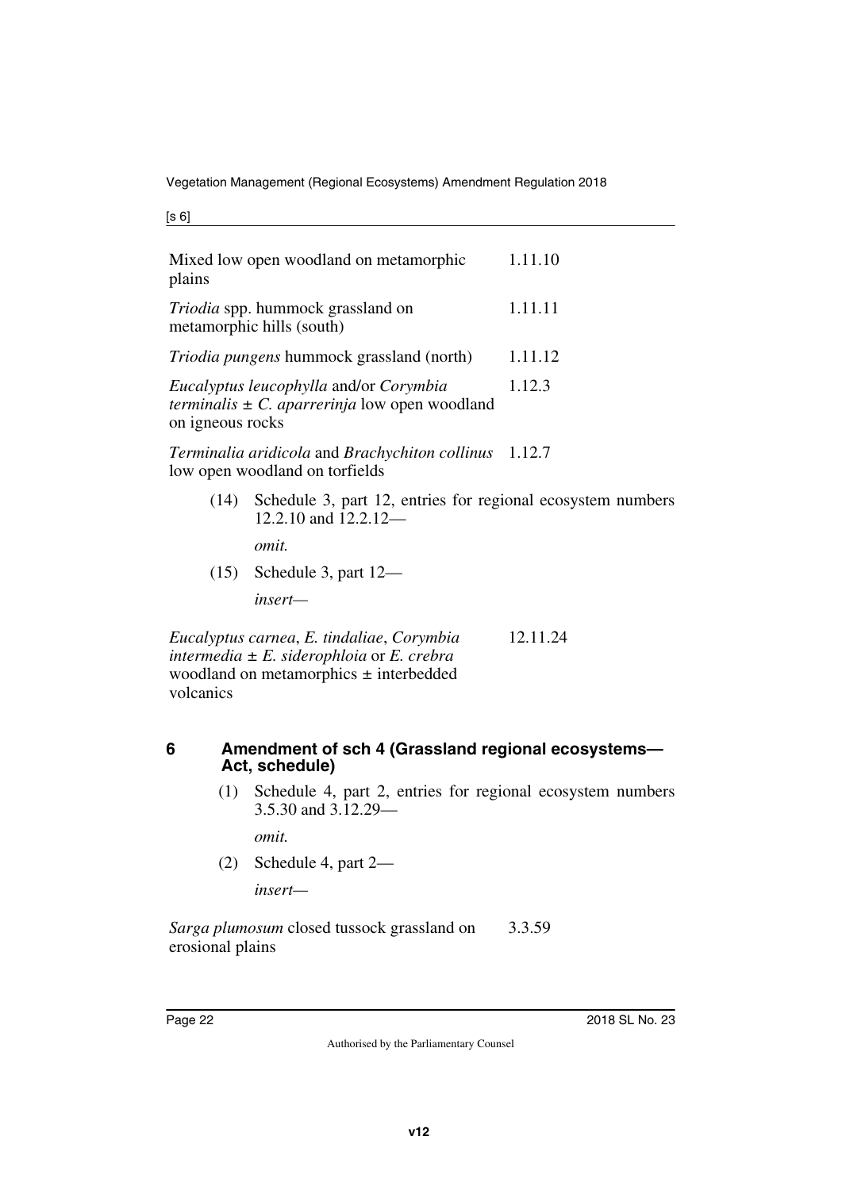| | |
|---|---|
| Mixed low open woodland on metamorphic plains | 1.11.10 |
| *Triodia* spp. hummock grassland on metamorphic hills (south) | 1.11.11 |
| *Triodia pungens* hummock grassland (north) | 1.11.12 |
| *Eucalyptus leucophylla* and/or *Corymbia terminalis* ± *C. aparrerinja* low open woodland on igneous rocks | 1.12.3 |
| *Terminalia aridicola* and *Brachychiton collinus* low open woodland on torfields | 1.12.7 |

(14) Schedule 3, part 12, entries for regional ecosystem numbers 12.2.10 and 12.2.12—

*omit.*

(15) Schedule 3, part 12—

*insert—*

| | |
|---|---|
| *Eucalyptus carnea*, *E. tindaliae*, *Corymbia intermedia* ± *E. siderophloia* or *E. crebra* woodland on metamorphics ± interbedded volcanics | 12.11.24 |

## 6 Amendment of sch 4 (Grassland regional ecosystems—Act, schedule)

(1) Schedule 4, part 2, entries for regional ecosystem numbers 3.5.30 and 3.12.29—

*omit.*

(2) Schedule 4, part 2—

*insert—*

| | |
|---|---|
| *Sarga plumosum* closed tussock grassland on erosional plains | 3.3.59 |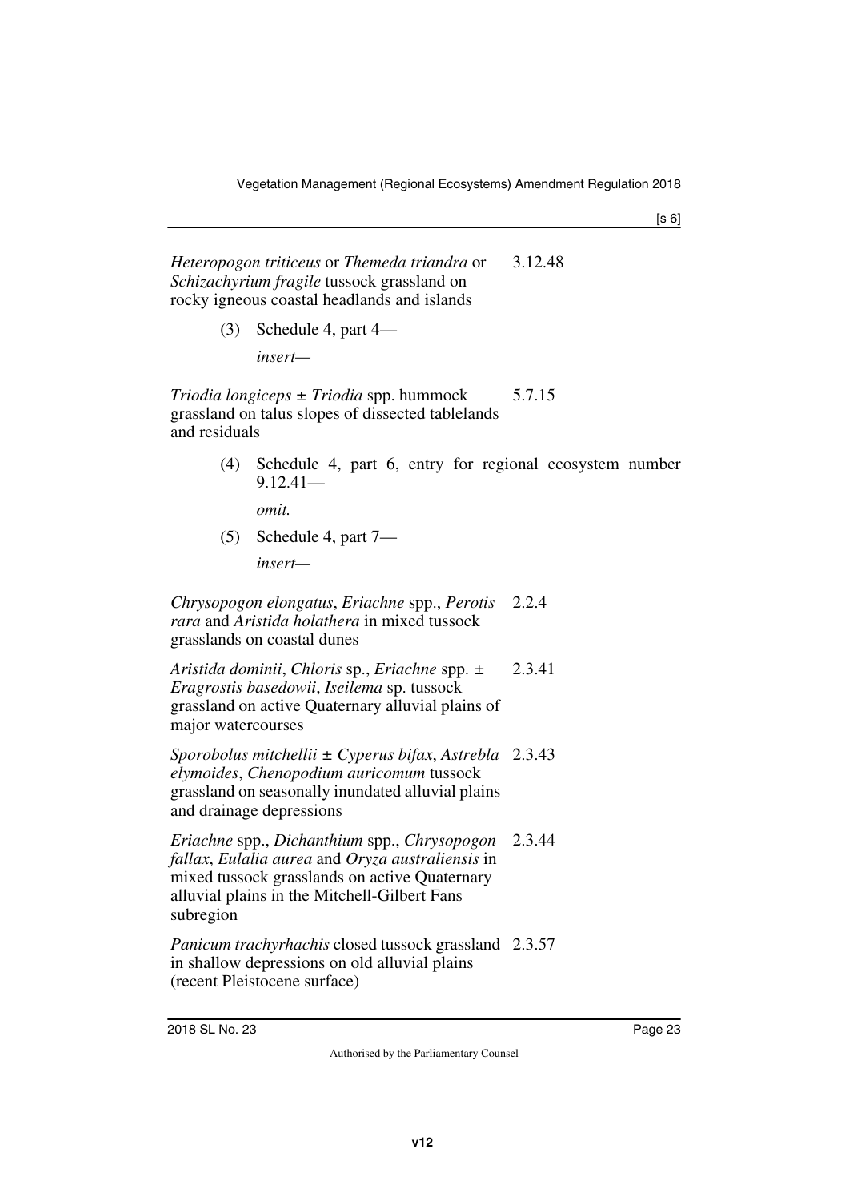*Heteropogon triticeus* or *Themeda triandra* or *Schizachyrium fragile* tussock grassland on rocky igneous coastal headlands and islands 3.12.48

(3) Schedule 4, part 4—

*insert—*

*Triodia longiceps* ± *Triodia* spp. hummock grassland on talus slopes of dissected tablelands and residuals 5.7.15

(4) Schedule 4, part 6, entry for regional ecosystem number 9.12.41—

*omit.*

(5) Schedule 4, part 7—

*insert—*

*Chrysopogon elongatus*, *Eriachne* spp., *Perotis rara* and *Aristida holathera* in mixed tussock grasslands on coastal dunes 2.2.4

*Aristida dominii*, *Chloris* sp., *Eriachne* spp. ± *Eragrostis basedowii*, *Iseilema* sp. tussock grassland on active Quaternary alluvial plains of major watercourses 2.3.41

*Sporobolus mitchellii* ± *Cyperus bifax*, *Astrebla elymoides*, *Chenopodium auricomum* tussock grassland on seasonally inundated alluvial plains and drainage depressions 2.3.43

*Eriachne* spp., *Dichanthium* spp., *Chrysopogon fallax*, *Eulalia aurea* and *Oryza australiensis* in mixed tussock grasslands on active Quaternary alluvial plains in the Mitchell-Gilbert Fans subregion 2.3.44

*Panicum trachyrhachis* closed tussock grassland in shallow depressions on old alluvial plains (recent Pleistocene surface) 2.3.57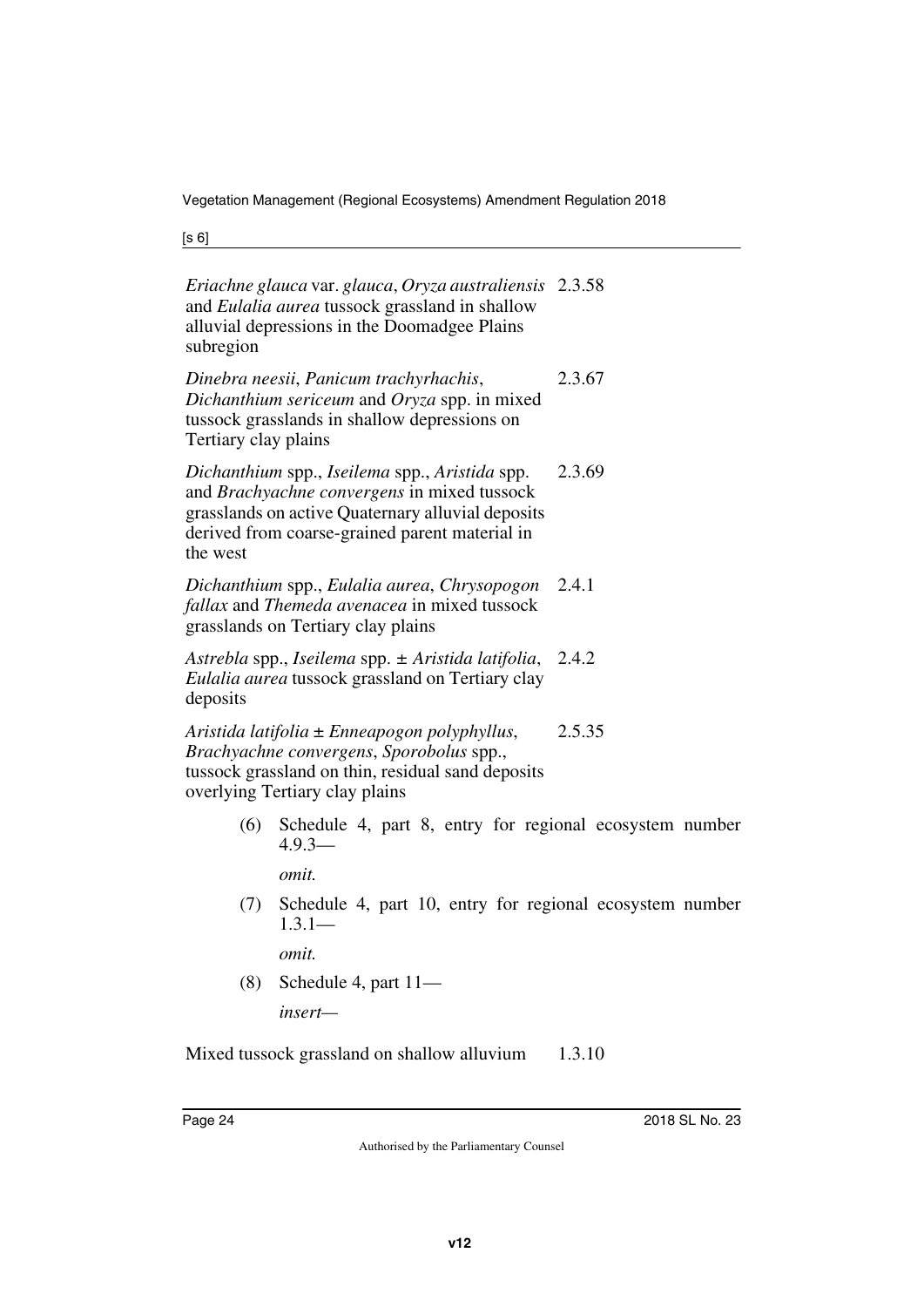| | |
|---|---|
| *Eriachne glauca* var. *glauca*, *Oryza australiensis* and *Eulalia aurea* tussock grassland in shallow alluvial depressions in the Doomadgee Plains subregion | 2.3.58 |
| *Dinebra neesii*, *Panicum trachyrhachis*, *Dichanthium sericeum* and *Oryza* spp. in mixed tussock grasslands in shallow depressions on Tertiary clay plains | 2.3.67 |
| *Dichanthium* spp., *Iseilema* spp., *Aristida* spp. and *Brachyachne convergens* in mixed tussock grasslands on active Quaternary alluvial deposits derived from coarse-grained parent material in the west | 2.3.69 |
| *Dichanthium* spp., *Eulalia aurea*, *Chrysopogon fallax* and *Themeda avenacea* in mixed tussock grasslands on Tertiary clay plains | 2.4.1 |
| *Astrebla* spp., *Iseilema* spp. ± *Aristida latifolia*, *Eulalia aurea* tussock grassland on Tertiary clay deposits | 2.4.2 |
| *Aristida latifolia* ± *Enneapogon polyphyllus*, *Brachyachne convergens*, *Sporobolus* spp., tussock grassland on thin, residual sand deposits overlying Tertiary clay plains | 2.5.35 |

(6) Schedule 4, part 8, entry for regional ecosystem number 4.9.3—

*omit.*

(7) Schedule 4, part 10, entry for regional ecosystem number 1.3.1—

*omit.*

(8) Schedule 4, part 11—

*insert—*

| | |
|---|---|
| Mixed tussock grassland on shallow alluvium | 1.3.10 |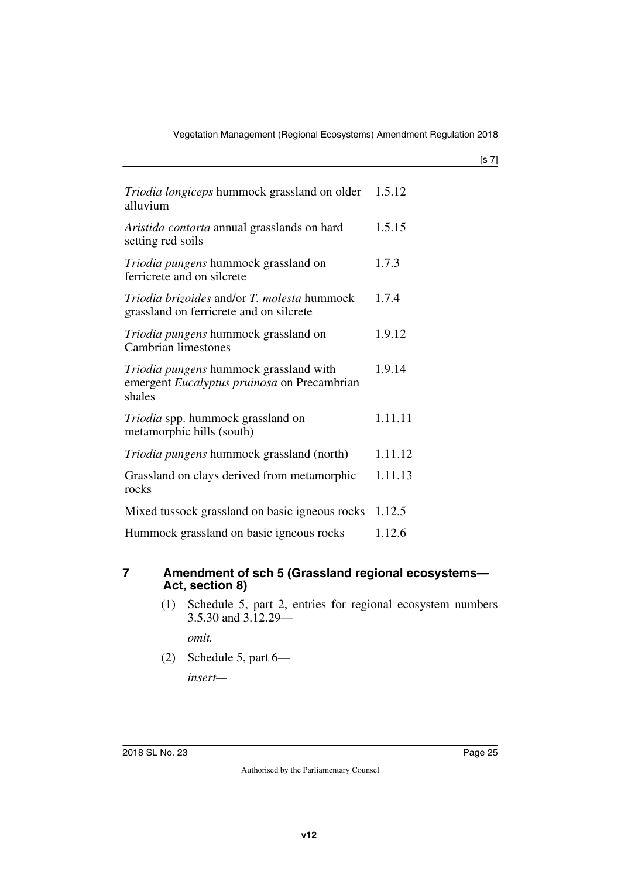| | |
|---|---|
| *Triodia longiceps* hummock grassland on older alluvium | 1.5.12 |
| *Aristida contorta* annual grasslands on hard setting red soils | 1.5.15 |
| *Triodia pungens* hummock grassland on ferricrete and on silcrete | 1.7.3 |
| *Triodia brizoides* and/or *T. molesta* hummock grassland on ferricrete and on silcrete | 1.7.4 |
| *Triodia pungens* hummock grassland on Cambrian limestones | 1.9.12 |
| *Triodia pungens* hummock grassland with emergent *Eucalyptus pruinosa* on Precambrian shales | 1.9.14 |
| *Triodia* spp. hummock grassland on metamorphic hills (south) | 1.11.11 |
| *Triodia pungens* hummock grassland (north) | 1.11.12 |
| Grassland on clays derived from metamorphic rocks | 1.11.13 |
| Mixed tussock grassland on basic igneous rocks | 1.12.5 |
| Hummock grassland on basic igneous rocks | 1.12.6 |

## 7 Amendment of sch 5 (Grassland regional ecosystems—Act, section 8)

(1) Schedule 5, part 2, entries for regional ecosystem numbers 3.5.30 and 3.12.29—

*omit.*

(2) Schedule 5, part 6—

*insert—*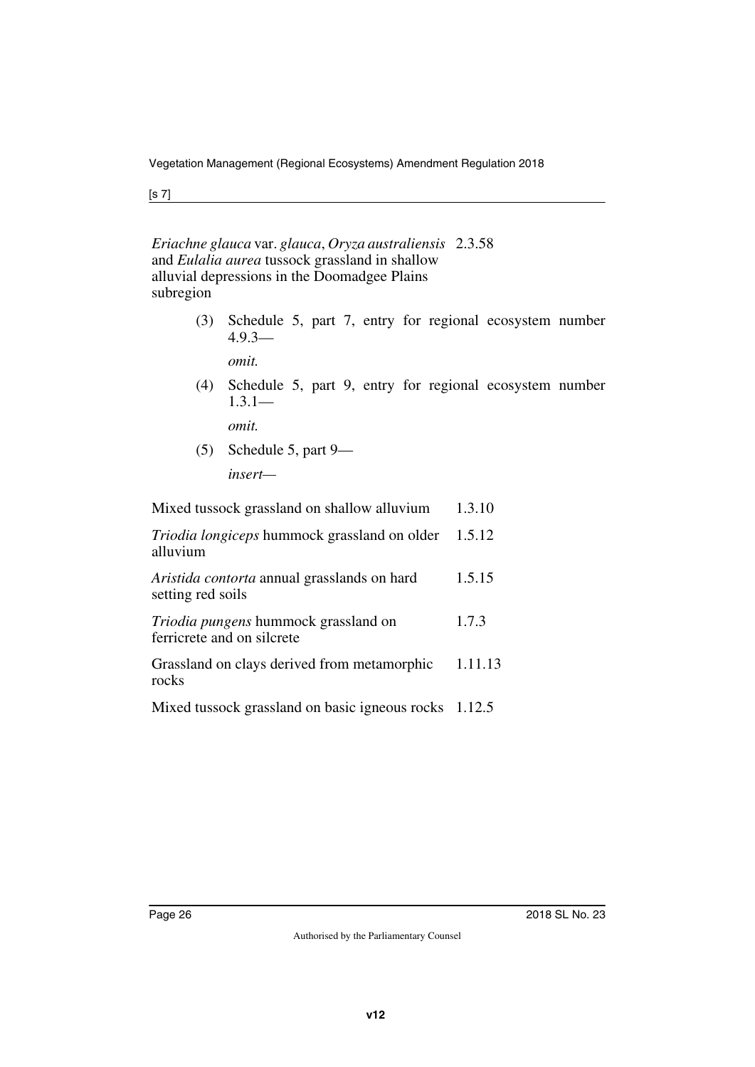| | |
|---|---|
| *Eriachne glauca* var. *glauca*, *Oryza australiensis* and *Eulalia aurea* tussock grassland in shallow alluvial depressions in the Doomadgee Plains subregion | 2.3.58 |

(3) Schedule 5, part 7, entry for regional ecosystem number 4.9.3—

*omit.*

(4) Schedule 5, part 9, entry for regional ecosystem number 1.3.1—

*omit.*

(5) Schedule 5, part 9—

*insert*—

| | |
|---|---|
| Mixed tussock grassland on shallow alluvium | 1.3.10 |
| *Triodia longiceps* hummock grassland on older alluvium | 1.5.12 |
| *Aristida contorta* annual grasslands on hard setting red soils | 1.5.15 |
| *Triodia pungens* hummock grassland on ferricrete and on silcrete | 1.7.3 |
| Grassland on clays derived from metamorphic rocks | 1.11.13 |
| Mixed tussock grassland on basic igneous rocks | 1.12.5 |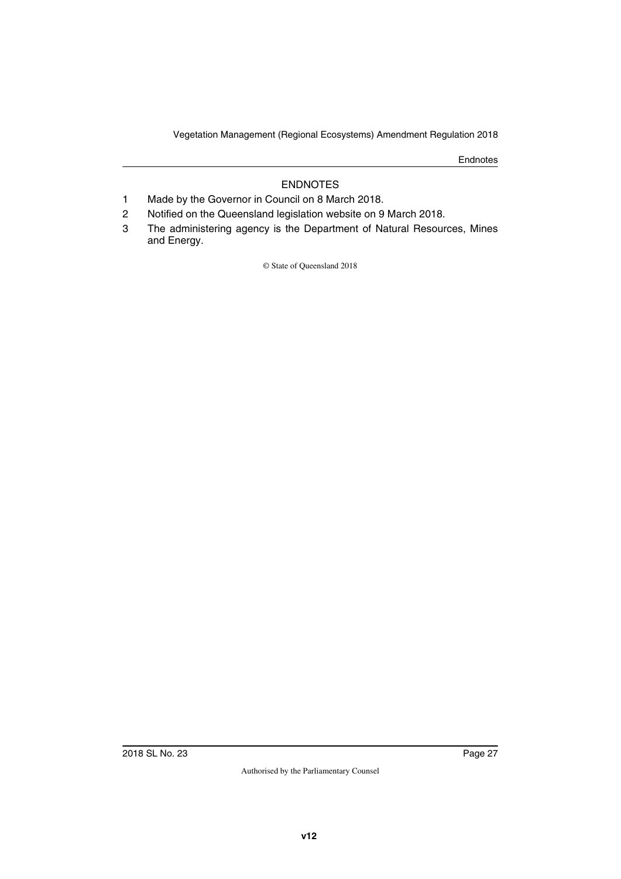## ENDNOTES

1 Made by the Governor in Council on 8 March 2018.

2 Notified on the Queensland legislation website on 9 March 2018.

3 The administering agency is the Department of Natural Resources, Mines and Energy.

© State of Queensland 2018